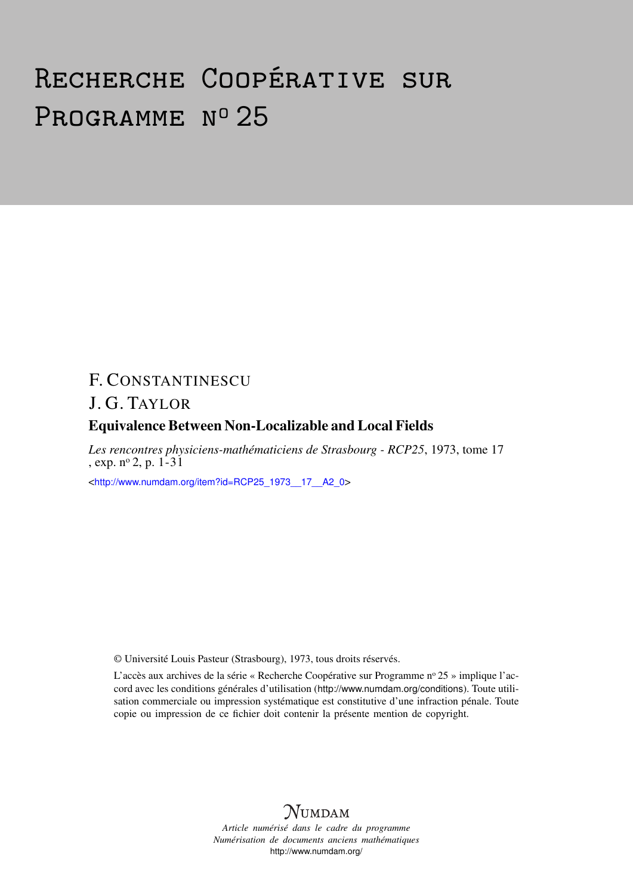# Recherche Coopérative sur Programme n° 25

F. Constantinescu

J. G. Taylor

## Equivalence Between Non-Localizable and Local Fields

*Les rencontres physiciens-mathématiciens de Strasbourg - RCP25*, 1973, tome 17, exp. n° 2, p. 1-31

<http://www.numdam.org/item?id=RCP25_1973__17__A2_0>

© Université Louis Pasteur (Strasbourg), 1973, tous droits réservés.

L'accès aux archives de la série « Recherche Coopérative sur Programme n° 25 » implique l'accord avec les conditions générales d'utilisation (http://www.numdam.org/conditions). Toute utilisation commerciale ou impression systématique est constitutive d'une infraction pénale. Toute copie ou impression de ce fichier doit contenir la présente mention de copyright.

NUMDAM

*Article numérisé dans le cadre du programme Numérisation de documents anciens mathématiques*

http://www.numdam.org/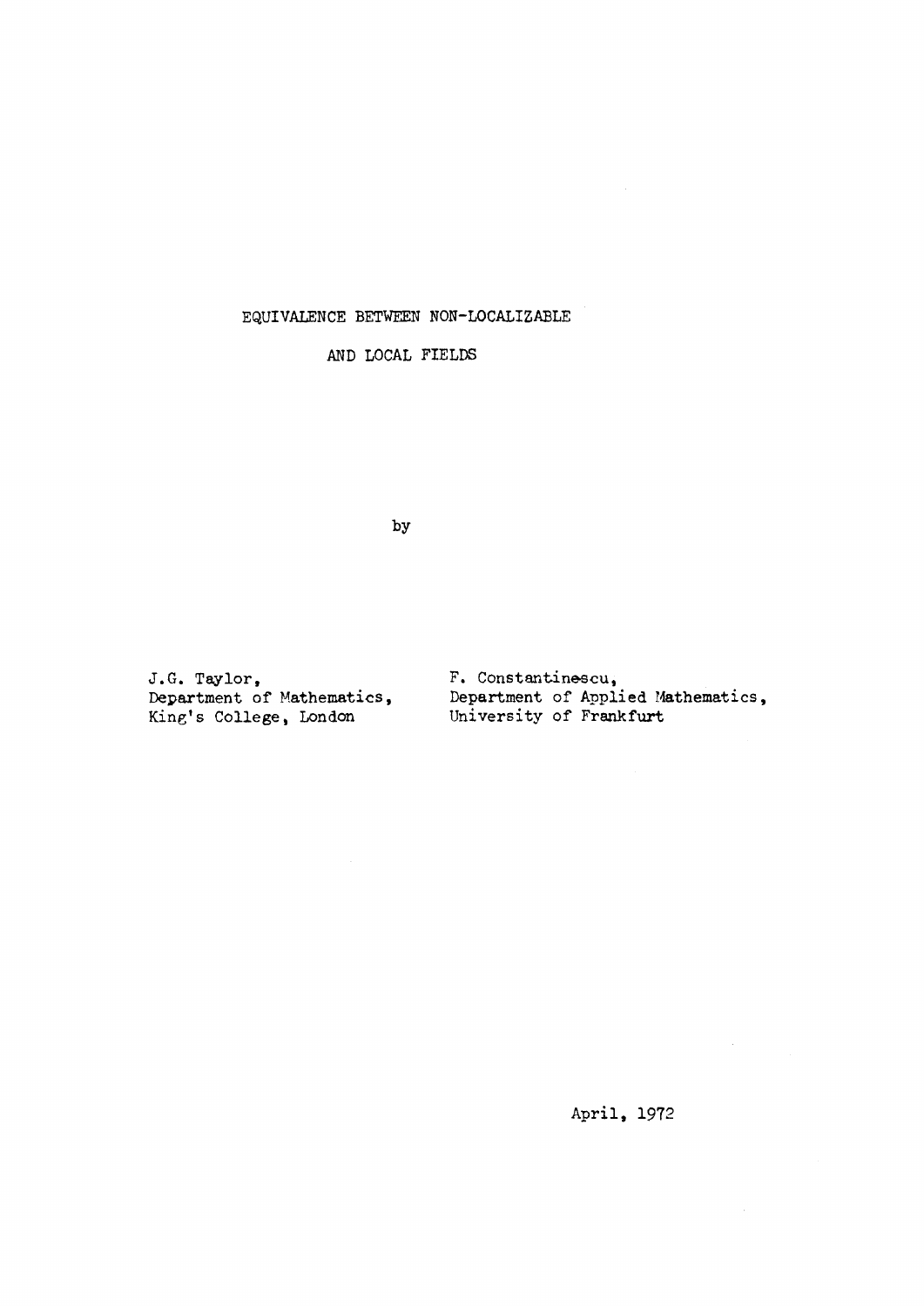# EQUIVALENCE BETWEEN NON-LOCALIZABLE AND LOCAL FIELDS

by

J.G. Taylor,
Department of Mathematics,
King's College, London

F. Constantinescu,
Department of Applied Mathematics,
University of Frankfurt

April, 1972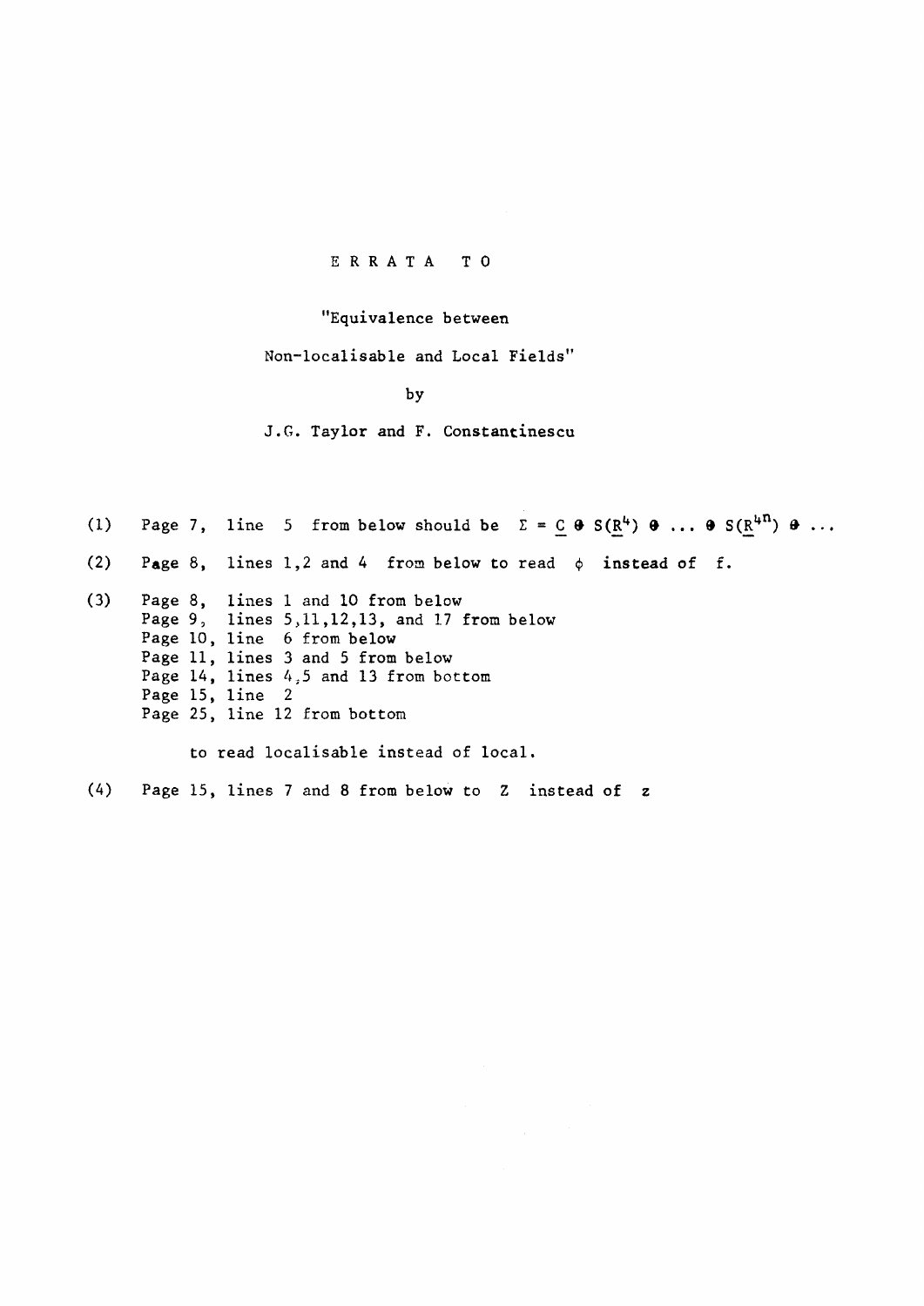# ERRATA TO

"Equivalence between Non-localisable and Local Fields"

by

J.G. Taylor and F. Constantinescu

(1) Page 7, line 5 from below should be $\Sigma = \underline{C} \oplus S(\underline{R}^4) \oplus \ldots \oplus S(\underline{R}^{4n}) \oplus \ldots$

(2) Page 8, lines 1,2 and 4 from below to read $\phi$ instead of f.

(3) Page 8, lines 1 and 10 from below
Page 9, lines 5,11,12,13, and 17 from below
Page 10, line 6 from below
Page 11, lines 3 and 5 from below
Page 14, lines 4,5 and 13 from bottom
Page 15, line 2
Page 25, line 12 from bottom

to read localisable instead of local.

(4) Page 15, lines 7 and 8 from below to Z instead of z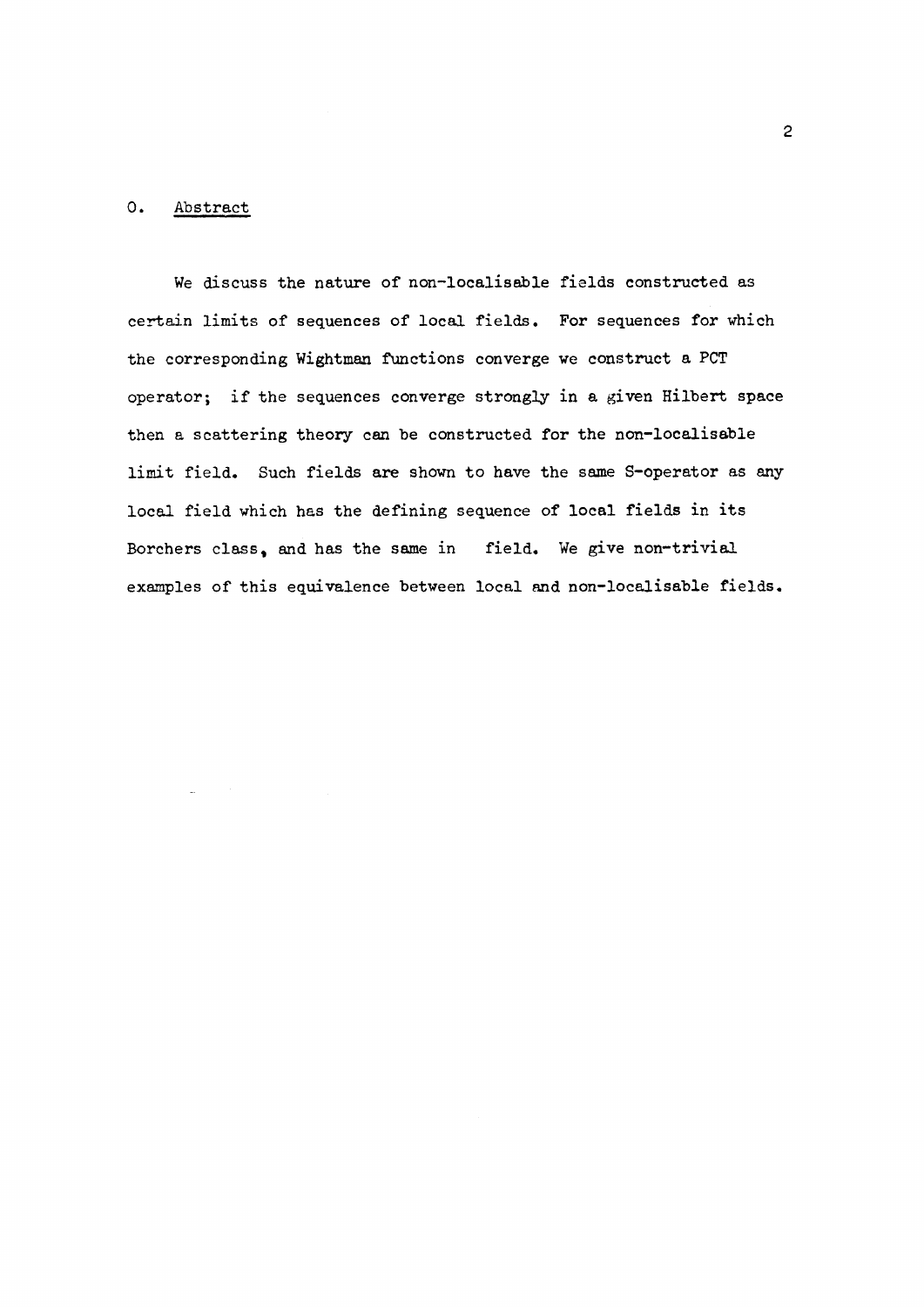## 0. Abstract

We discuss the nature of non-localisable fields constructed as certain limits of sequences of local fields. For sequences for which the corresponding Wightman functions converge we construct a PCT operator; if the sequences converge strongly in a given Hilbert space then a scattering theory can be constructed for the non-localisable limit field. Such fields are shown to have the same S-operator as any local field which has the defining sequence of local fields in its Borchers class, and has the same in field. We give non-trivial examples of this equivalence between local and non-localisable fields.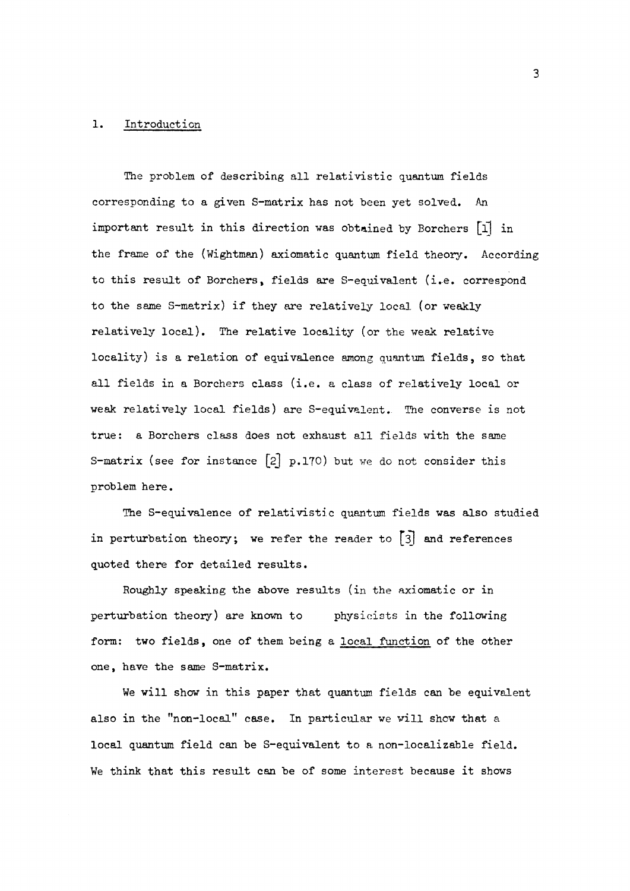## 1. Introduction

The problem of describing all relativistic quantum fields corresponding to a given S-matrix has not been yet solved. An important result in this direction was obtained by Borchers [1] in the frame of the (Wightman) axiomatic quantum field theory. According to this result of Borchers, fields are S-equivalent (i.e. correspond to the same S-matrix) if they are relatively local (or weakly relatively local). The relative locality (or the weak relative locality) is a relation of equivalence among quantum fields, so that all fields in a Borchers class (i.e. a class of relatively local or weak relatively local fields) are S-equivalent. The converse is not true: a Borchers class does not exhaust all fields with the same S-matrix (see for instance [2] p.170) but we do not consider this problem here.

The S-equivalence of relativistic quantum fields was also studied in perturbation theory; we refer the reader to [3] and references quoted there for detailed results.

Roughly speaking the above results (in the axiomatic or in perturbation theory) are known to physicists in the following form: two fields, one of them being a <u>local function</u> of the other one, have the same S-matrix.

We will show in this paper that quantum fields can be equivalent also in the "non-local" case. In particular we will show that a local quantum field can be S-equivalent to a non-localizable field. We think that this result can be of some interest because it shows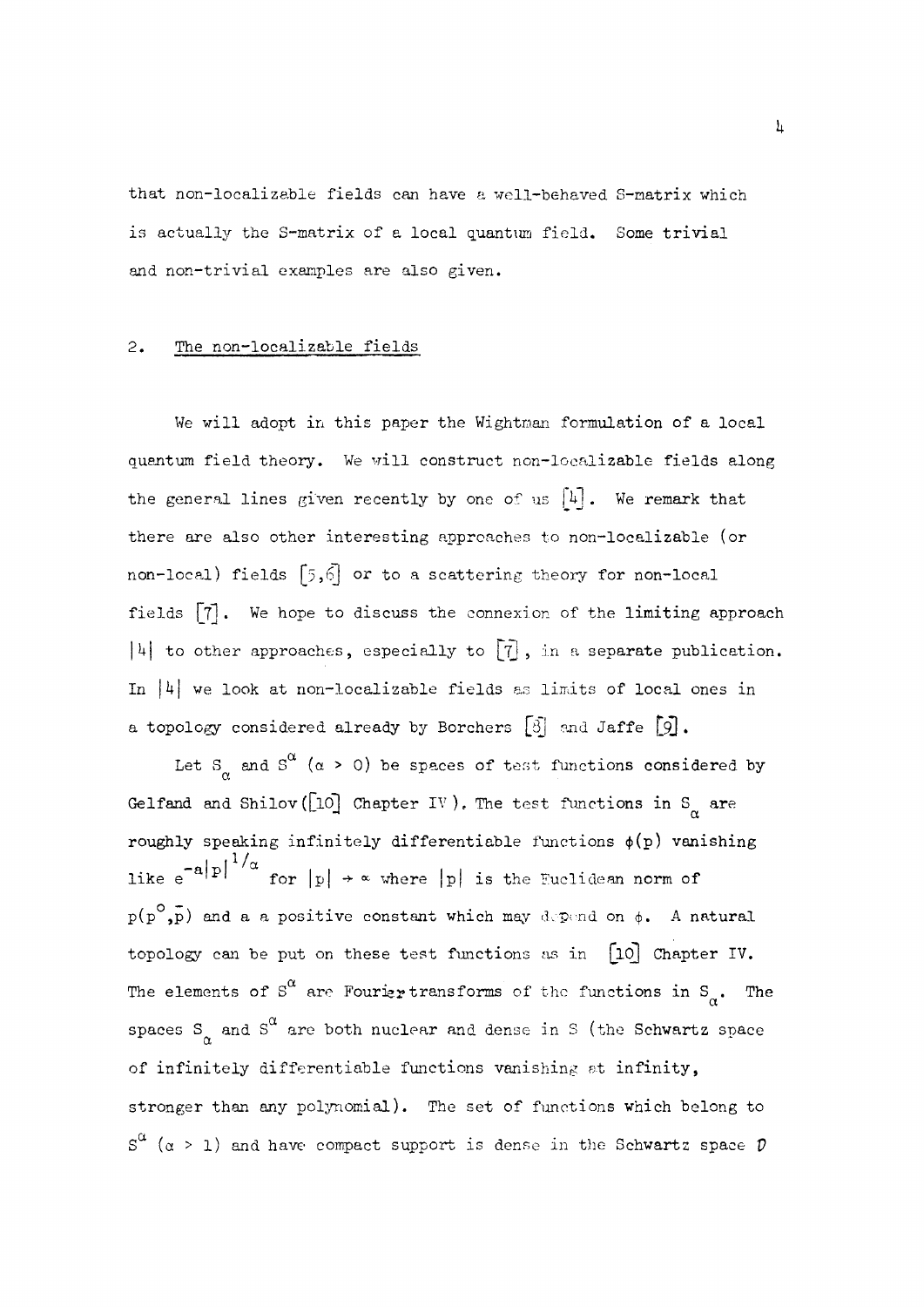that non-localizable fields can have a well-behaved S-matrix which is actually the S-matrix of a local quantum field. Some trivial and non-trivial examples are also given.

## 2. The non-localizable fields

We will adopt in this paper the Wightman formulation of a local quantum field theory. We will construct non-localizable fields along the general lines given recently by one of us [4]. We remark that there are also other interesting approaches to non-localizable (or non-local) fields [5,6] or to a scattering theory for non-local fields [7]. We hope to discuss the connexion of the limiting approach [4] to other approaches, especially to [7], in a separate publication. In [4] we look at non-localizable fields as limits of local ones in a topology considered already by Borchers [8] and Jaffe [9].

Let $S_\alpha$ and $S^\alpha$ ($\alpha > 0$) be spaces of test functions considered by Gelfand and Shilov ([10] Chapter IV). The test functions in $S_\alpha$ are roughly speaking infinitely differentiable functions $\phi(p)$ vanishing like $e^{-a|p|^{1/\alpha}}$ for $|p| \to \infty$ where $|p|$ is the Euclidean norm of $p(p^o,\bar{p})$ and a a positive constant which may depend on $\phi$. A natural topology can be put on these test functions as in [10] Chapter IV. The elements of $S^\alpha$ are Fourier transforms of the functions in $S_\alpha$. The spaces $S_\alpha$ and $S^\alpha$ are both nuclear and dense in S (the Schwartz space of infinitely differentiable functions vanishing at infinity, stronger than any polynomial). The set of functions which belong to $S^\alpha$ ($\alpha > 1$) and have compact support is dense in the Schwartz space $\mathcal{D}$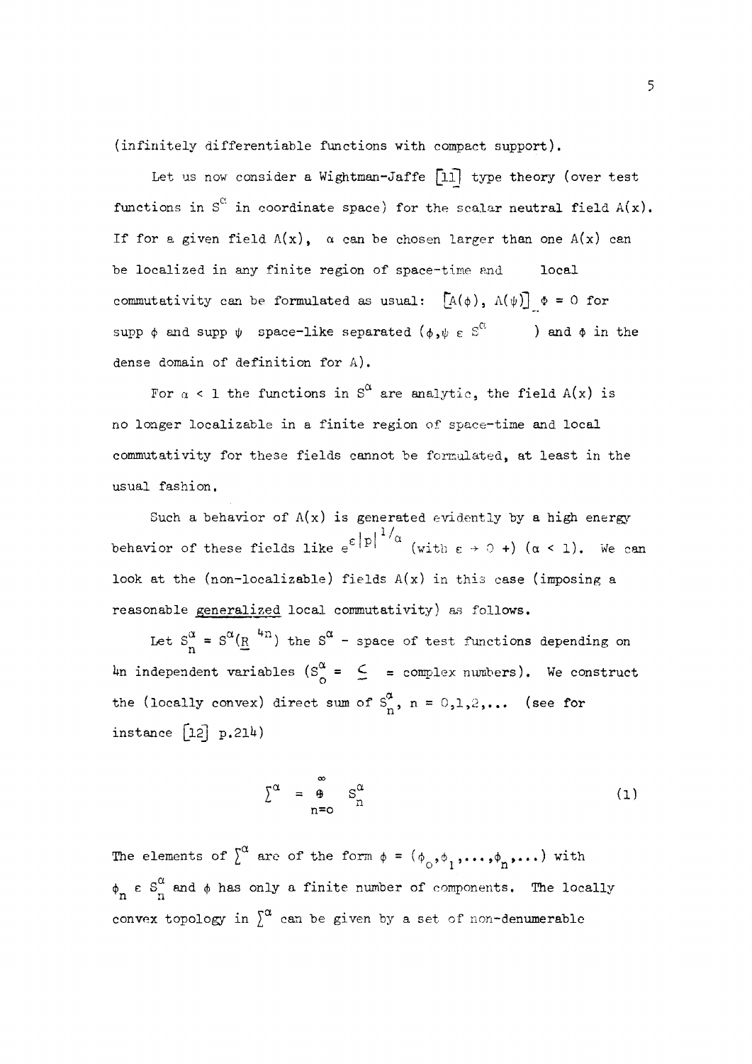(infinitely differentiable functions with compact support).

Let us now consider a Wightman-Jaffe [11] type theory (over test functions in $S^{\alpha}$ in coordinate space) for the scalar neutral field $A(x)$. If for a given field $A(x)$, $\alpha$ can be chosen larger than one $A(x)$ can be localized in any finite region of space-time and local commutativity can be formulated as usual: $[A(\phi), A(\psi)]_{-} \Phi = 0$ for supp $\phi$ and supp $\psi$ space-like separated ($\phi, \psi \in S^{\alpha}$ ) and $\Phi$ in the dense domain of definition for $A$).

For $\alpha < 1$ the functions in $S^{\alpha}$ are analytic, the field $A(x)$ is no longer localizable in a finite region of space-time and local commutativity for these fields cannot be formulated, at least in the usual fashion.

Such a behavior of $A(x)$ is generated evidently by a high energy behavior of these fields like $e^{\varepsilon |p|^{1/\alpha}}$ (with $\varepsilon \to 0+$) ($\alpha < 1$). We can look at the (non-localizable) fields $A(x)$ in this case (imposing a reasonable <u>generalized</u> local commutativity) as follows.

Let $S^{\alpha}_{n} = S^{\alpha}(\underline{R}^{4n})$ the $S^{\alpha}$ - space of test functions depending on $4n$ independent variables ($S^{\alpha}_{0} = \underline{C}$ = complex numbers). We construct the (locally convex) direct sum of $S^{\alpha}_{n}$, $n = 0,1,2,\ldots$ (see for instance [12] p.214)

$$\sum^{\alpha} = \bigoplus_{n=0}^{\infty} S^{\alpha}_{n} \tag{1}$$

The elements of $\sum^{\alpha}$ are of the form $\phi = (\phi_{0}, \phi_{1}, \ldots, \phi_{n}, \ldots)$ with $\phi_{n} \in S^{\alpha}_{n}$ and $\phi$ has only a finite number of components. The locally convex topology in $\sum^{\alpha}$ can be given by a set of non-denumerable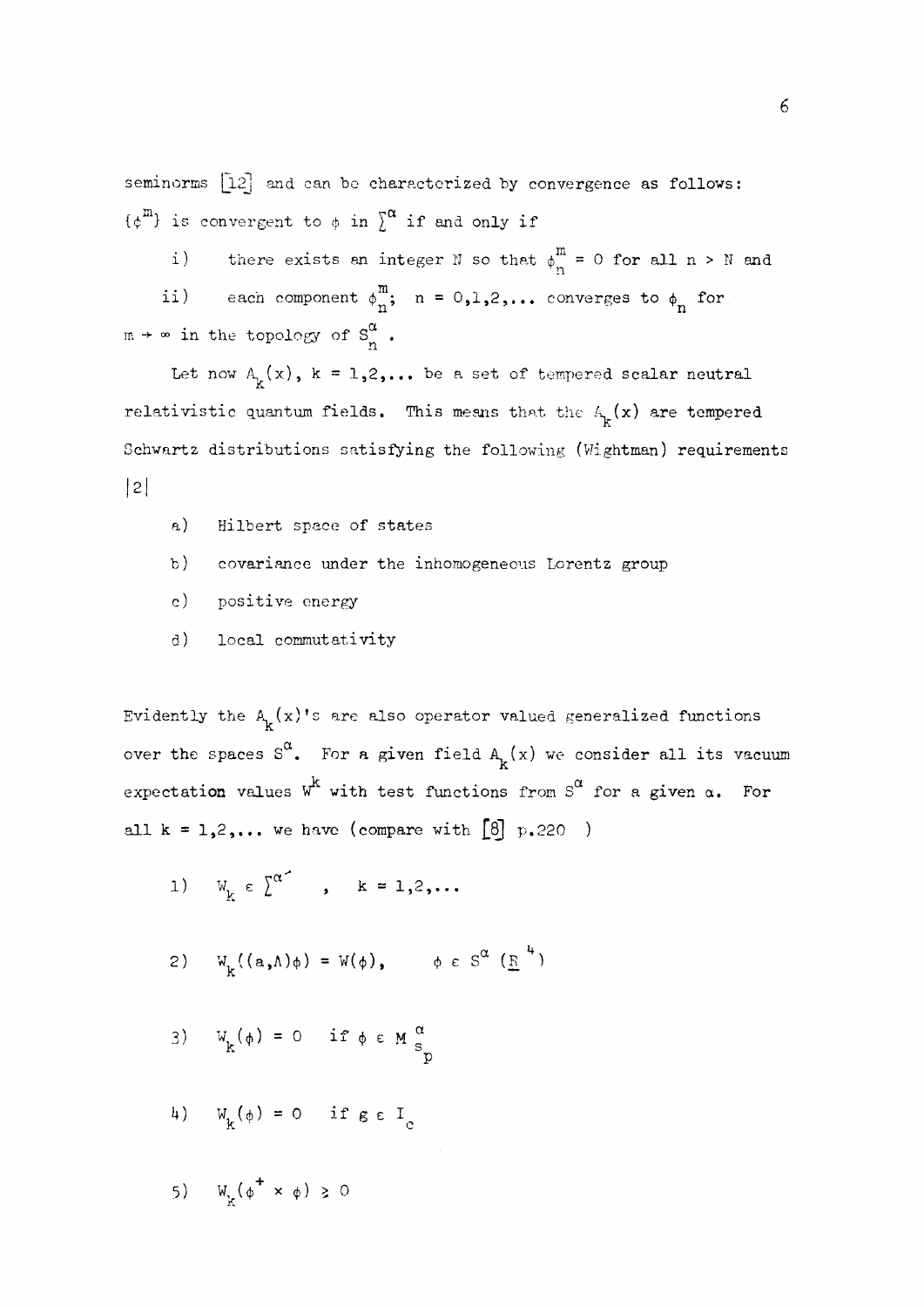seminorms [12] and can be characterized by convergence as follows: $\{\phi^m\}$ is convergent to $\phi$ in $\sum^\alpha$ if and only if

i) there exists an integer N so that $\phi^m_n = 0$ for all $n > N$ and

ii) each component $\phi^m_n$; $n = 0,1,2,\dots$ converges to $\phi_n$ for $m \to \infty$ in the topology of $S^\alpha_n$.

Let now $A_k(x)$, $k = 1,2,\dots$ be a set of tempered scalar neutral relativistic quantum fields. This means that the $A_k(x)$ are tempered Schwartz distributions satisfying the following (Wightman) requirements |2|

a) Hilbert space of states

b) covariance under the inhomogeneous Lorentz group

c) positive energy

d) local commutativity

Evidently the $A_k(x)$'s are also operator valued generalized functions over the spaces $S^\alpha$. For a given field $A_k(x)$ we consider all its vacuum expectation values $W^k$ with test functions from $S^\alpha$ for a given $\alpha$. For all $k = 1,2,\dots$ we have (compare with [8] p.220 )

1) $W_k \in \sum^{\alpha'}$ , $k = 1,2,\dots$

2) $W_k((a,\Lambda)\phi) = W(\phi)$, $\phi \in S^\alpha(\underline{R}^4)$

3) $W_k(\phi) = 0$ if $\phi \in M^\alpha_{s_p}$

4) $W_k(\phi) = 0$ if $g \in I_c$

5) $W_k(\phi^+ \times \phi) \geq 0$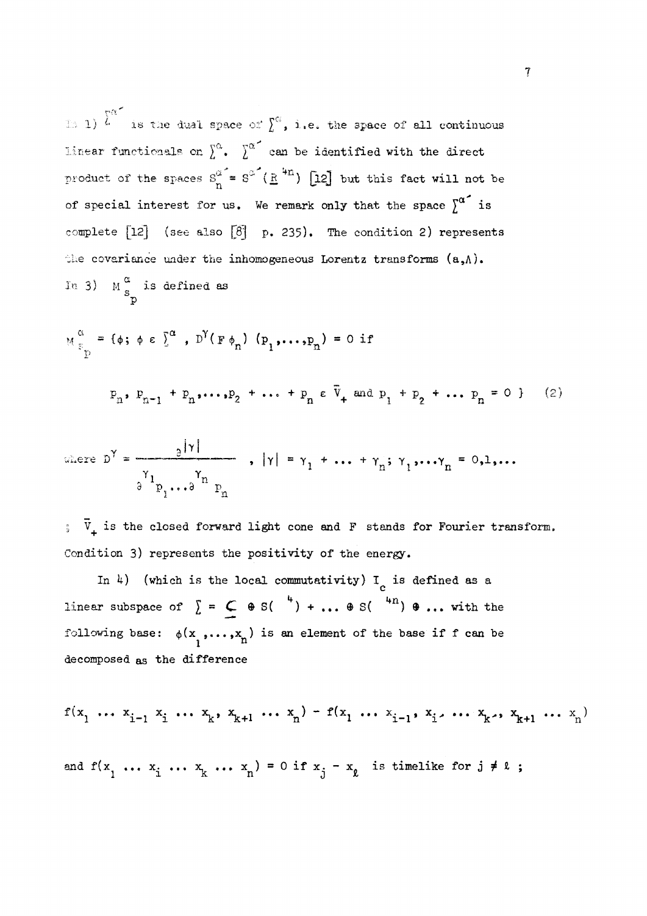In 1) $\sum^{\alpha'}$ is the dual space of $\sum^{\alpha}$, i.e. the space of all continuous linear functionals on $\sum^{\alpha}$. $\sum^{\alpha'}$ can be identified with the direct product of the spaces $S_n^{\alpha'} = S^{\alpha'}(\underline{R}^{4n})$ [12] but this fact will not be of special interest for us. We remark only that the space $\sum^{\alpha'}$ is complete [12] (see also [8] p. 235). The condition 2) represents the covariance under the inhomogeneous Lorentz transforms $(a,\Lambda)$. In 3) $M^{\alpha}_{s_p}$ is defined as

$$M^{\alpha}_{s_p} = \{\phi;\ \phi \in \textstyle\sum^{\alpha},\ D^{\gamma}(F\phi_n)\,(p_1,\ldots,p_n) = 0 \text{ if}$$

$$p_n,\ p_{n-1} + p_n,\ldots,p_2 + \ldots + p_n \in \bar{V}_+ \text{ and } p_1 + p_2 + \ldots p_n = 0\,\} \qquad (2)$$

$$\text{where } D^{\gamma} = \frac{\partial^{|\gamma|}}{\partial^{\gamma_1} p_1 \ldots \partial^{\gamma_n} p_n}\ ,\ |\gamma| = \gamma_1 + \ldots + \gamma_n;\ \gamma_1,\ldots\gamma_n = 0,1,\ldots$$

$\bar{V}_+$ is the closed forward light cone and $F$ stands for Fourier transform. Condition 3) represents the positivity of the energy.

In 4) (which is the local commutativity) $I_c$ is defined as a linear subspace of $\sum = \underline{C} \oplus S(\ ^4) + \ldots \oplus S(\ ^{4n}) \oplus \ldots$ with the following base: $\phi(x_1,\ldots,x_n)$ is an element of the base if $f$ can be decomposed as the difference

$$f(x_1 \ldots x_{i-1}\, x_i \ldots x_k,\, x_{k+1} \ldots x_n) - f(x_1 \ldots x_{i-1},\, x_{i'} \ldots x_{k'},\, x_{k+1} \ldots x_n)$$

and $f(x_1 \ldots x_i \ldots x_k \ldots x_n) = 0$ if $x_j - x_\ell$ is timelike for $j \neq \ell$ ;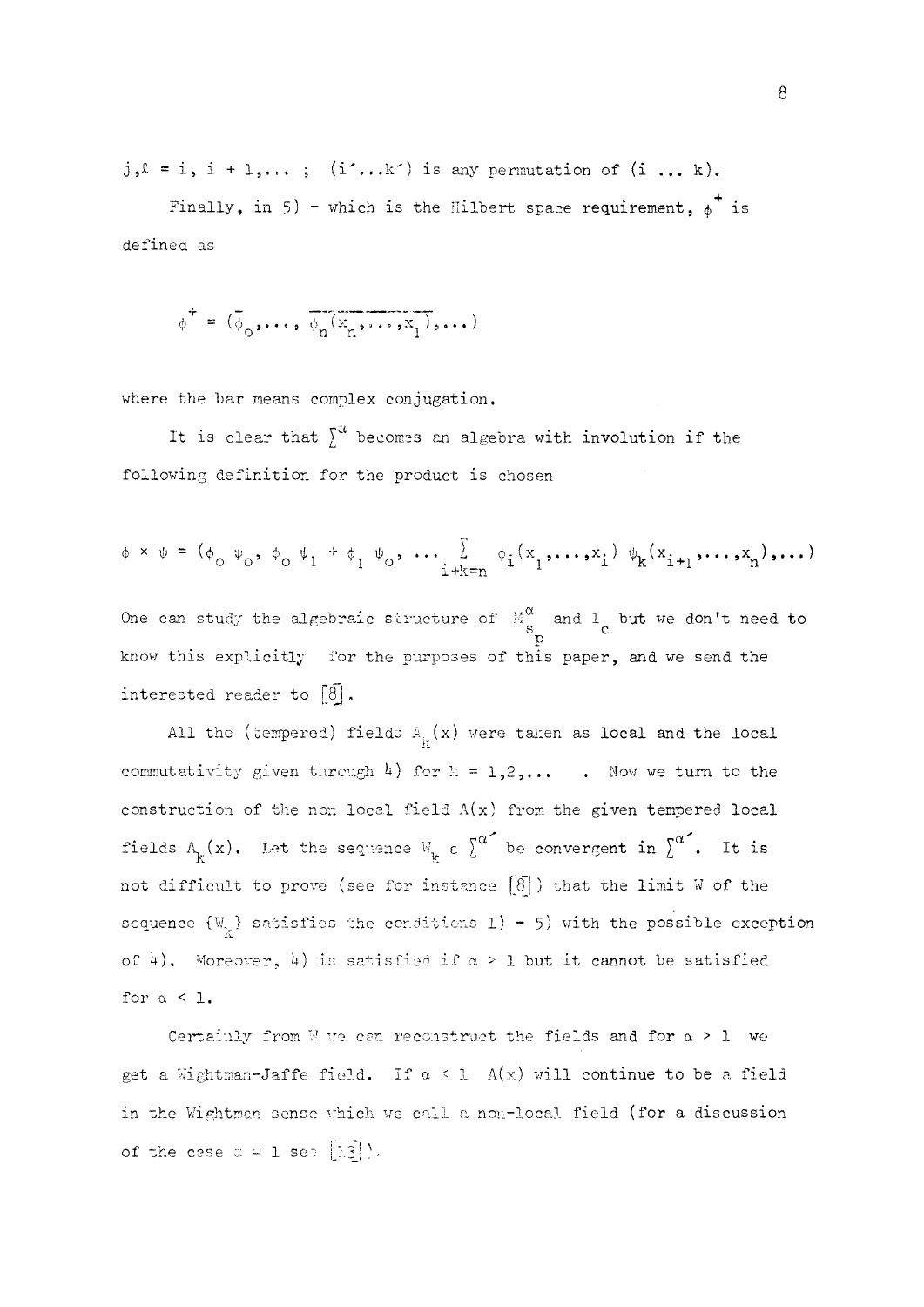$j, \ell = i, i+1, \ldots$ ; $(i' \ldots k')$ is any permutation of $(i \ldots k)$.

Finally, in 5) - which is the Hilbert space requirement, $\phi^+$ is defined as

$$\phi^+ = (\bar{\phi}_0, \ldots, \overline{\phi_n(x_n, \ldots, x_1)}, \ldots)$$

where the bar means complex conjugation.

It is clear that $\sum^{\alpha}$ becomes an algebra with involution if the following definition for the product is chosen

$$\phi \times \psi = (\phi_0\, \psi_0,\, \phi_0\, \psi_1 + \phi_1\, \psi_0,\, \ldots \sum_{i+k=n} \phi_i(x_1, \ldots, x_i)\, \psi_k(x_{i+1}, \ldots, x_n), \ldots)$$

One can study the algebraic structure of $M^{\alpha}_{s_p}$ and $I_c$ but we don't need to know this explicitly for the purposes of this paper, and we send the interested reader to [8].

All the (tempered) fields $A_k(x)$ were taken as local and the local commutativity given through 4) for $k = 1, 2, \ldots$ . Now we turn to the construction of the non local field $A(x)$ from the given tempered local fields $A_k(x)$. Let the sequence $W_k \in \sum^{\alpha'}$ be convergent in $\sum^{\alpha'}$. It is not difficult to prove (see for instance [8]) that the limit $W$ of the sequence $\{W_k\}$ satisfies the conditions 1) - 5) with the possible exception of 4). Moreover, 4) is satisfied if $\alpha > 1$ but it cannot be satisfied for $\alpha < 1$.

Certainly from $W$ we can reconstruct the fields and for $\alpha > 1$ we get a Wightman-Jaffe field. If $\alpha < 1$ $A(x)$ will continue to be a field in the Wightman sense which we call a non-local field (for a discussion of the case $\alpha = 1$ see [13]).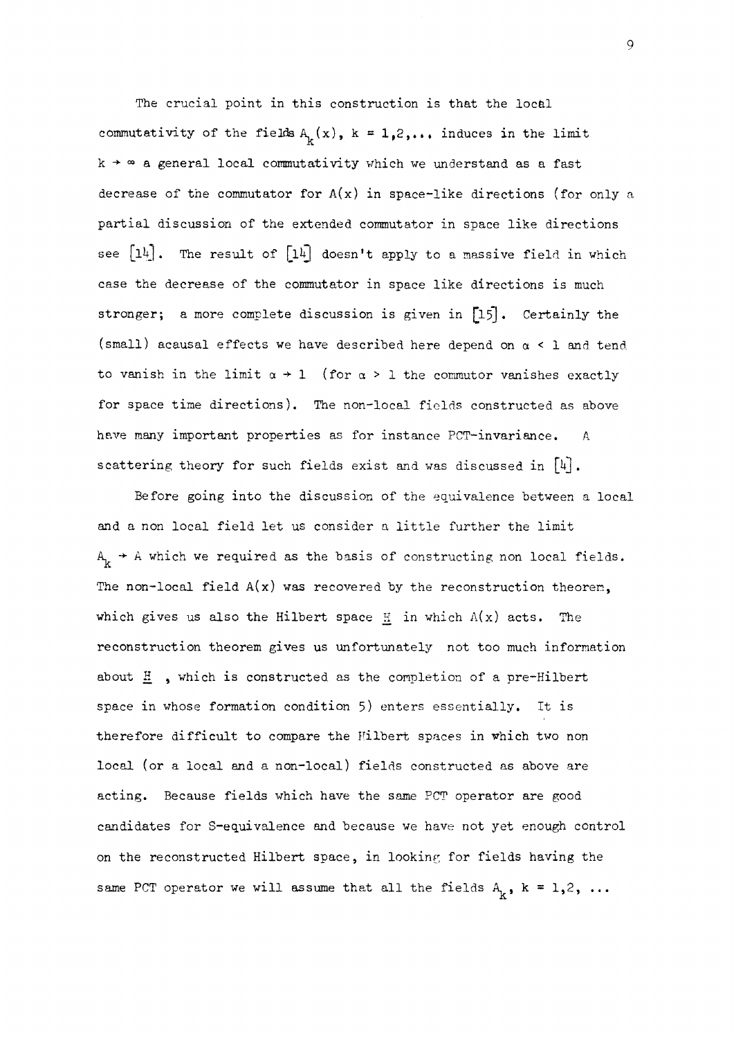The crucial point in this construction is that the local commutativity of the fields $A_k(x)$, $k = 1,2,...$ induces in the limit $k \to \infty$ a general local commutativity which we understand as a fast decrease of the commutator for $A(x)$ in space-like directions (for only a partial discussion of the extended commutator in space like directions see [14]. The result of [14] doesn't apply to a massive field in which case the decrease of the commutator in space like directions is much stronger; a more complete discussion is given in [15]. Certainly the (small) acausal effects we have described here depend on $\alpha < 1$ and tend to vanish in the limit $\alpha \to 1$ (for $\alpha > 1$ the commutor vanishes exactly for space time directions). The non-local fields constructed as above have many important properties as for instance PCT-invariance. A scattering theory for such fields exist and was discussed in [4].

Before going into the discussion of the equivalence between a local and a non local field let us consider a little further the limit $A_k \to A$ which we required as the basis of constructing non local fields. The non-local field $A(x)$ was recovered by the reconstruction theorem, which gives us also the Hilbert space $\underline{H}$ in which $A(x)$ acts. The reconstruction theorem gives us unfortunately not too much information about $\underline{H}$ , which is constructed as the completion of a pre-Hilbert space in whose formation condition 5) enters essentially. It is therefore difficult to compare the Hilbert spaces in which two non local (or a local and a non-local) fields constructed as above are acting. Because fields which have the same PCT operator are good candidates for S-equivalence and because we have not yet enough control on the reconstructed Hilbert space, in looking for fields having the same PCT operator we will assume that all the fields $A_k$, $k = 1,2, \ldots$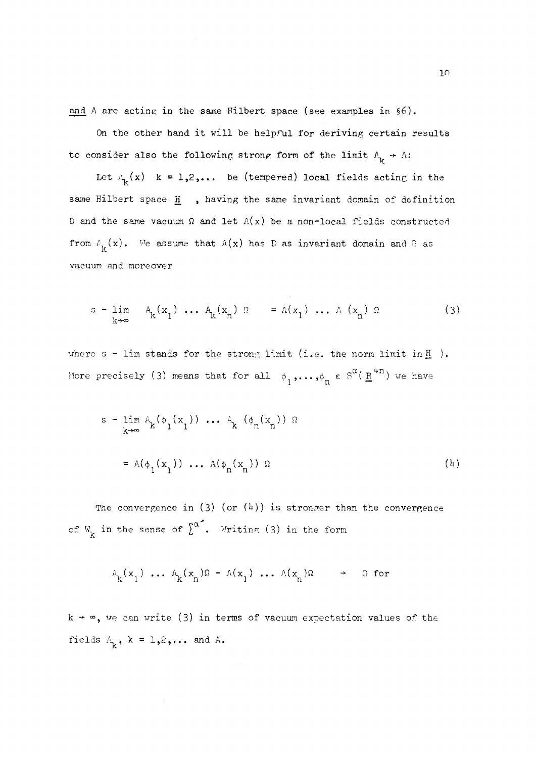<u>and</u> A are acting in the same Hilbert space (see examples in §6).

On the other hand it will be helpful for deriving certain results to consider also the following strong form of the limit $A_k \to A$:

Let $A_k(x)$ $k = 1,2,\ldots$ be (tempered) local fields acting in the same Hilbert space $\underline{H}$ , having the same invariant domain of definition D and the same vacuum $\Omega$ and let $A(x)$ be a non-local fields constructed from $A_k(x)$. We assume that $A(x)$ has D as invariant domain and $\Omega$ as vacuum and moreover

$$s - \lim_{k\to\infty} \quad A_k(x_1) \ldots A_k(x_n)\, \Omega \quad = A(x_1) \ldots A(x_n)\, \Omega \tag{3}$$

where s - lim stands for the strong limit (i.e. the norm limit in $\underline{H}$ ). More precisely (3) means that for all $\phi_1,\ldots,\phi_n \in S^{\alpha}(\underline{R}^{4n})$ we have

$$s - \lim_{k\to\infty} A_k(\phi_1(x_1)) \ldots A_k(\phi_n(x_n))\, \Omega$$

$$= A(\phi_1(x_1)) \ldots A(\phi_n(x_n))\, \Omega \tag{4}$$

The convergence in (3) (or (4)) is stronger than the convergence of $W_k$ in the sense of $\mathcal{S}^{\alpha'}$. Writing (3) in the form

$$A_k(x_1) \ldots A_k(x_n)\Omega - A(x_1) \ldots A(x_n)\Omega \quad \to \quad 0 \text{ for}$$

$k \to \infty$, we can write (3) in terms of vacuum expectation values of the fields $A_k$, $k = 1,2,\ldots$ and A.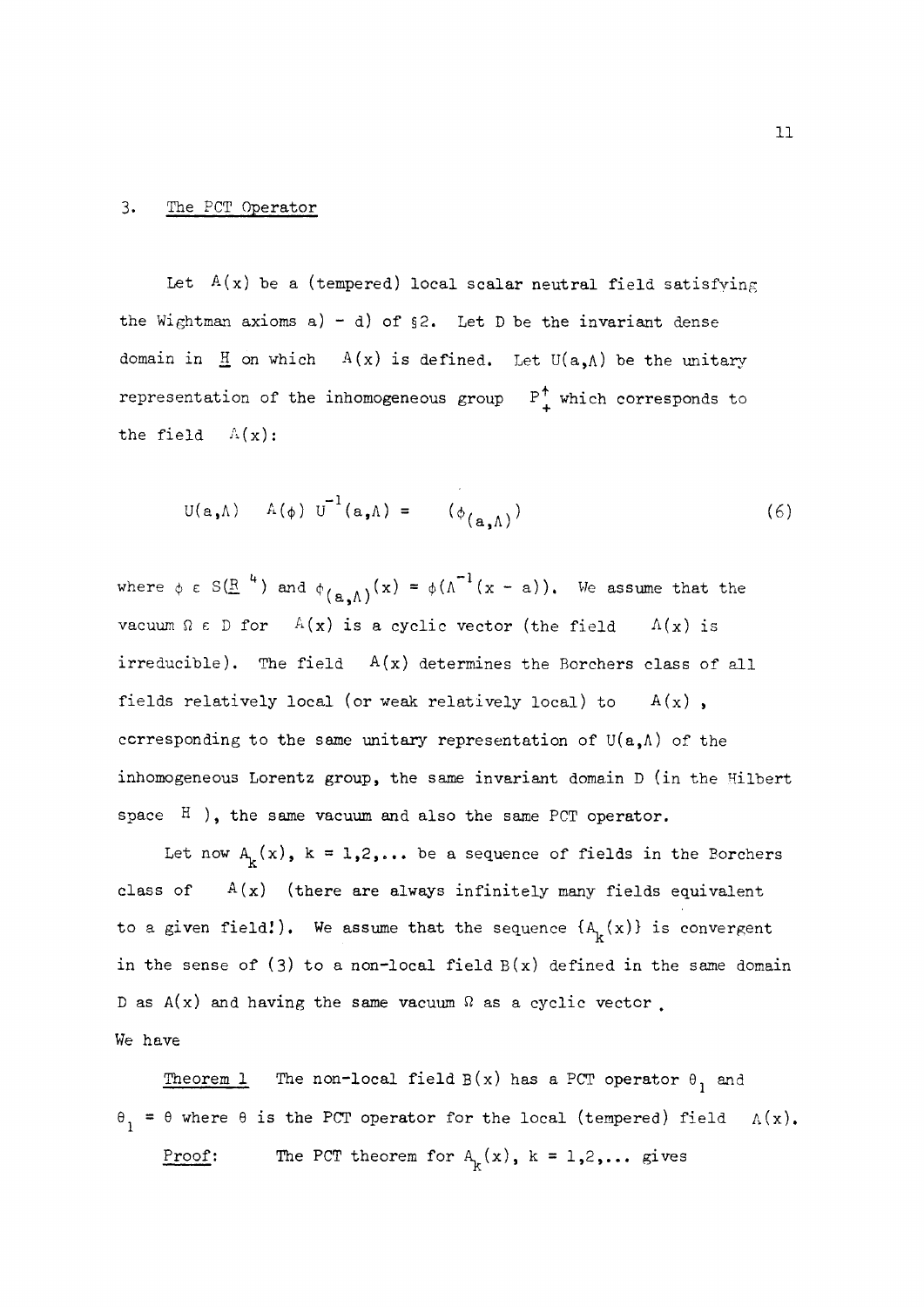## 3. The PCT Operator

Let $A(x)$ be a (tempered) local scalar neutral field satisfying the Wightman axioms a) - d) of §2. Let D be the invariant dense domain in $\underline{H}$ on which $A(x)$ is defined. Let $U(a,\Lambda)$ be the unitary representation of the inhomogeneous group $P_+^\uparrow$ which corresponds to the field $A(x)$:

$$U(a,\Lambda) \quad A(\phi) \; U^{-1}(a,\Lambda) = \quad (\phi_{(a,\Lambda)}) \tag{6}$$

where $\phi \in S(\underline{R}^4)$ and $\phi_{(a,\Lambda)}(x) = \phi(\Lambda^{-1}(x - a))$. We assume that the vacuum $\Omega \in D$ for $A(x)$ is a cyclic vector (the field $A(x)$ is irreducible). The field $A(x)$ determines the Borchers class of all fields relatively local (or weak relatively local) to $A(x)$, corresponding to the same unitary representation of $U(a,\Lambda)$ of the inhomogeneous Lorentz group, the same invariant domain D (in the Hilbert space H ), the same vacuum and also the same PCT operator.

Let now $A_k(x)$, $k = 1,2,\ldots$ be a sequence of fields in the Borchers class of $A(x)$ (there are always infinitely many fields equivalent to a given field!). We assume that the sequence $\{A_k(x)\}$ is convergent in the sense of (3) to a non-local field $B(x)$ defined in the same domain D as $A(x)$ and having the same vacuum $\Omega$ as a cyclic vector.

We have

Theorem 1 The non-local field $B(x)$ has a PCT operator $\theta_1$ and $\theta_1 = \theta$ where $\theta$ is the PCT operator for the local (tempered) field $A(x)$.

Proof: The PCT theorem for $A_k(x)$, $k = 1,2,\ldots$ gives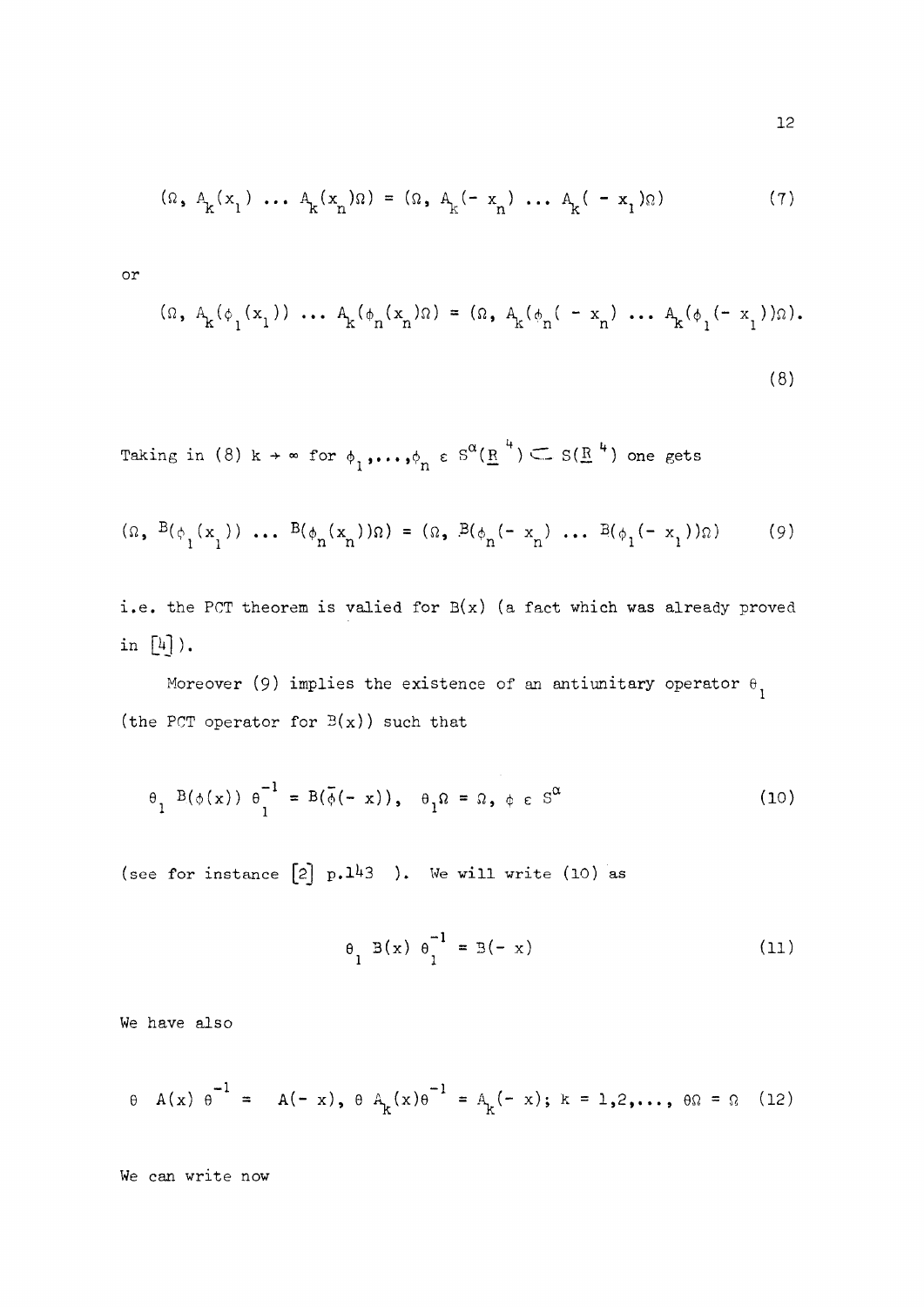$$(\Omega,\ A_k(x_1)\ \dots\ A_k(x_n)\Omega) = (\Omega,\ A_k(-\ x_n)\ \dots\ A_k(\ -\ x_1)\Omega) \tag{7}$$

or

$$(\Omega,\ A_k(\phi_1(x_1))\ \dots\ A_k(\phi_n(x_n)\Omega) = (\Omega,\ A_k(\phi_n(\ -\ x_n)\ \dots\ A_k(\phi_1(-\ x_1))\Omega). \tag{8}$$

Taking in (8) $k \to \infty$ for $\phi_1,\dots,\phi_n \in S^{\alpha}(\underline{R}^4) \subset S(\underline{R}^4)$ one gets

$$(\Omega,\ B(\phi_1(x_1))\ \dots\ B(\phi_n(x_n))\Omega) = (\Omega,\ B(\phi_n(-\ x_n)\ \dots\ B(\phi_1(-\ x_1))\Omega) \tag{9}$$

i.e. the PCT theorem is valied for $B(x)$ (a fact which was already proved in [4]).

Moreover (9) implies the existence of an antiunitary operator $\theta_1$ (the PCT operator for $B(x)$) such that

$$\theta_1\ B(\phi(x))\ \theta_1^{-1} = B(\bar{\phi}(-\ x)),\quad \theta_1\Omega = \Omega,\ \phi \in S^{\alpha} \tag{10}$$

(see for instance [2] p.143 ). We will write (10) as

$$\theta_1\ B(x)\ \theta_1^{-1} = B(-\ x) \tag{11}$$

We have also

$$\theta\ \ A(x)\ \theta^{-1} = \ \ A(-\ x),\ \theta\ A_k(x)\theta^{-1} = A_k(-\ x);\ k = 1,2,\dots,\ \theta\Omega = \Omega \tag{12}$$

We can write now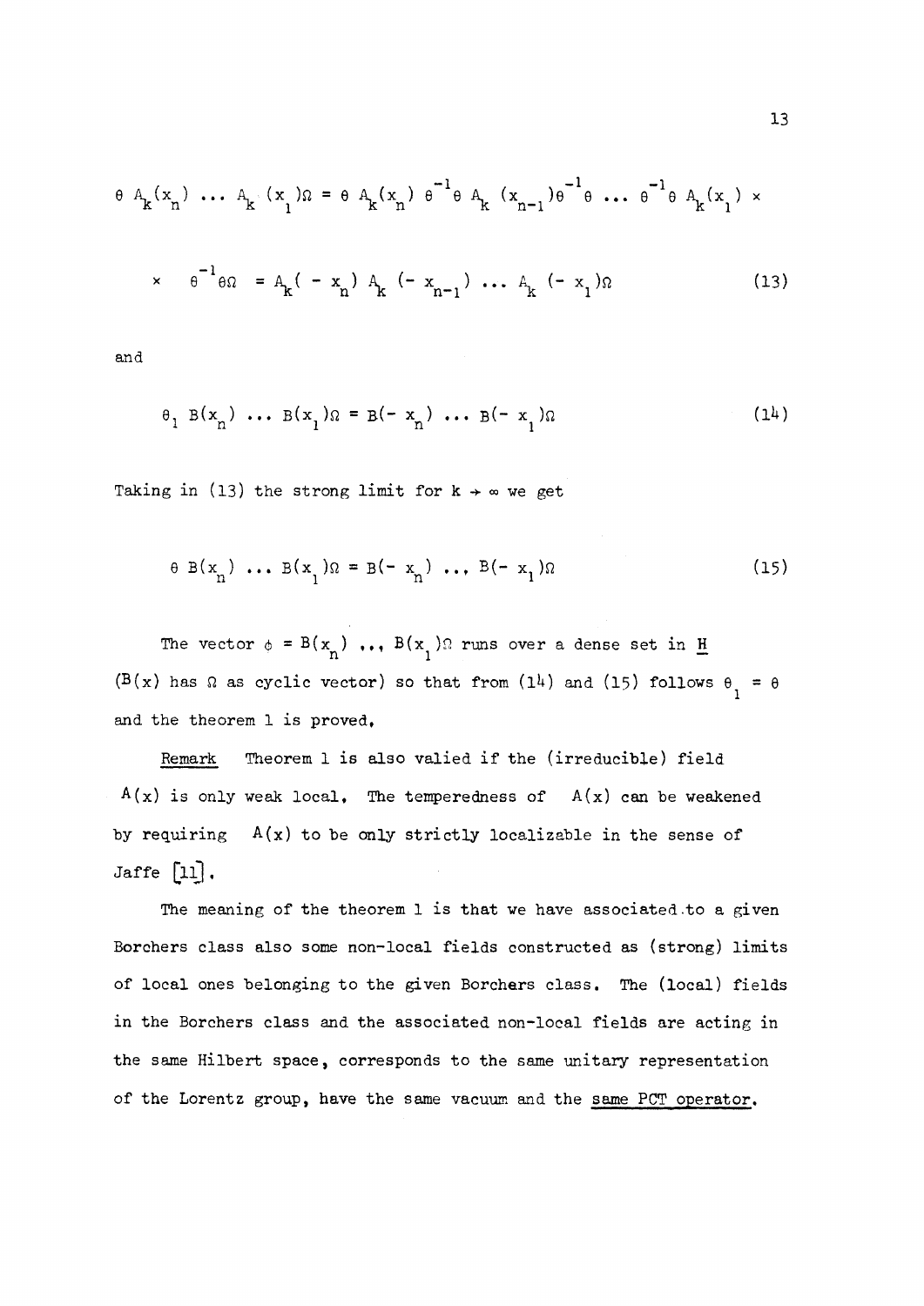$$\theta\, A_k(x_n) \ldots A_k(x_1)\Omega = \theta\, A_k(x_n)\, \theta^{-1}\theta\, A_k(x_{n-1})\theta^{-1}\theta \ldots \theta^{-1}\theta\, A_k(x_1) \times$$

$$\times \quad \theta^{-1}\theta\Omega = A_k(-x_n)\, A_k(-x_{n-1}) \ldots A_k(-x_1)\Omega \tag{13}$$

and

$$\theta_1\, B(x_n) \ldots B(x_1)\Omega = B(-x_n) \ldots B(-x_1)\Omega \tag{14}$$

Taking in (13) the strong limit for $k \to \infty$ we get

$$\theta\, B(x_n) \ldots B(x_1)\Omega = B(-x_n) \ldots B(-x_1)\Omega \tag{15}$$

The vector $\phi = B(x_n) \ldots B(x_1)\Omega$ runs over a dense set in $\underline{H}$ ($B(x)$ has $\Omega$ as cyclic vector) so that from (14) and (15) follows $\theta_1 = \theta$ and the theorem 1 is proved.

Remark  Theorem 1 is also valied if the (irreducible) field $A(x)$ is only weak local. The temperedness of $A(x)$ can be weakened by requiring $A(x)$ to be only strictly localizable in the sense of Jaffe [11].

The meaning of the theorem 1 is that we have associated to a given Borchers class also some non-local fields constructed as (strong) limits of local ones belonging to the given Borchers class. The (local) fields in the Borchers class and the associated non-local fields are acting in the same Hilbert space, corresponds to the same unitary representation of the Lorentz group, have the same vacuum and the same PCT operator.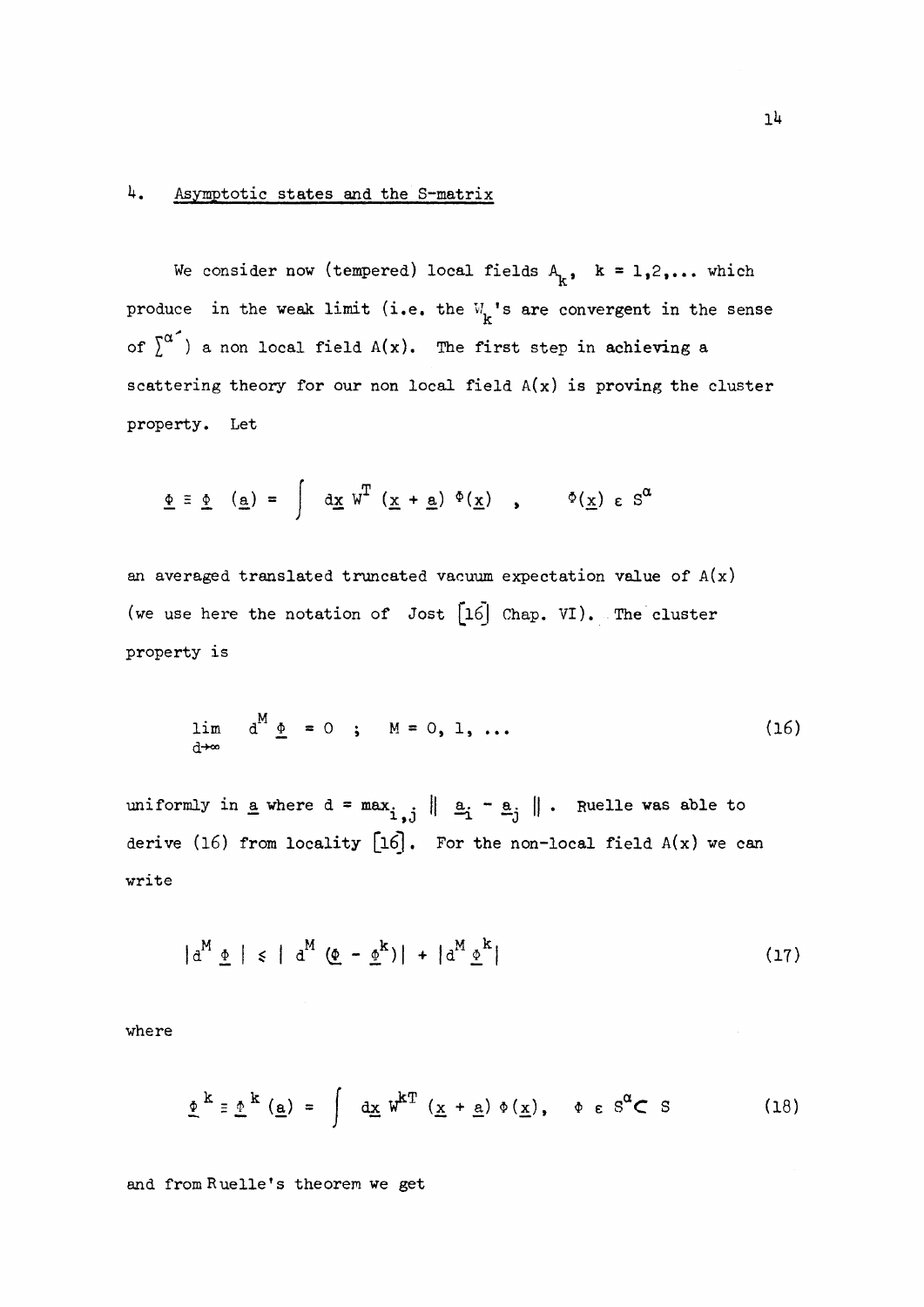## 4. Asymptotic states and the S-matrix

We consider now (tempered) local fields $A_k$, $k = 1,2,\ldots$ which produce in the weak limit (i.e. the $W_k$'s are convergent in the sense of $\Sigma^{\alpha'}$) a non local field $A(x)$. The first step in achieving a scattering theory for our non local field $A(x)$ is proving the cluster property. Let

$$\underline{\Phi} \equiv \underline{\Phi} \ (\underline{a}) = \int d\underline{x} \ W^T (\underline{x} + \underline{a}) \ \Phi(\underline{x}) \quad , \qquad \Phi(\underline{x}) \in S^{\alpha}$$

an averaged translated truncated vacuum expectation value of $A(x)$ (we use here the notation of Jost [16] Chap. VI). The cluster property is

$$\lim_{d \to \infty} d^M \underline{\Phi} = 0 \ ; \quad M = 0, 1, \ldots \tag{16}$$

uniformly in $\underline{a}$ where $d = \max_{i,j} \| \underline{a}_i - \underline{a}_j \|$. Ruelle was able to derive (16) from locality [16]. For the non-local field $A(x)$ we can write

$$|d^M \underline{\Phi} \ | \leqslant | \ d^M (\underline{\Phi} - \underline{\Phi}^k)| + |d^M \underline{\Phi}^k| \tag{17}$$

where

$$\underline{\Phi}^k \equiv \underline{\Phi}^k (\underline{a}) = \int d\underline{x} \ W^{kT} (\underline{x} + \underline{a}) \ \Phi(\underline{x}), \quad \Phi \in S^{\alpha} \subset S \tag{18}$$

and from Ruelle's theorem we get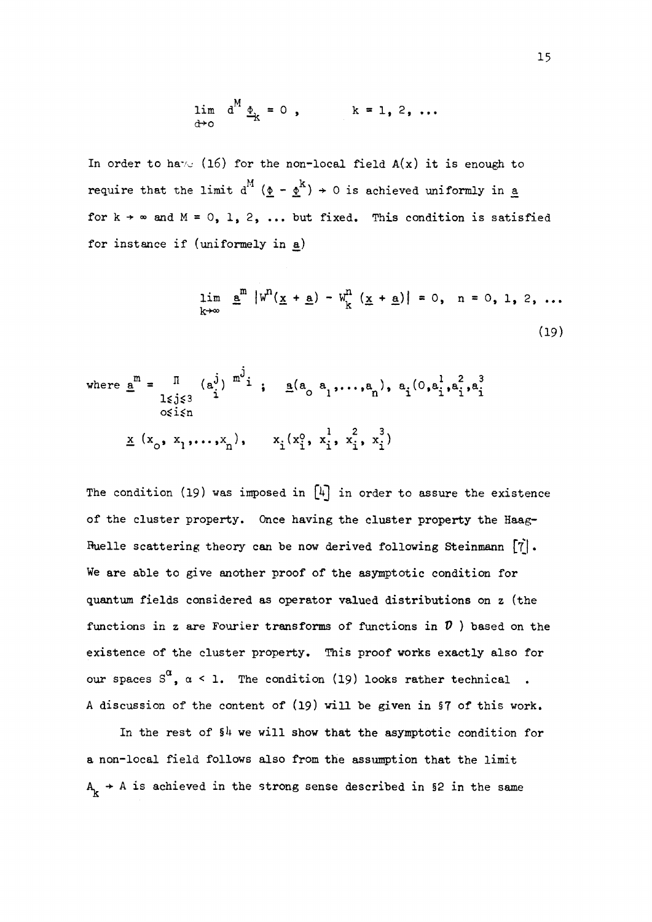$$\lim_{d \to o} d^M \underline{\Phi}_k = 0 , \qquad k = 1, 2, \ldots$$

In order to have (16) for the non-local field $A(x)$ it is enough to require that the limit $d^M (\underline{\Phi} - \underline{\Phi}^k) \to 0$ is achieved uniformly in $\underline{a}$ for $k \to \infty$ and $M = 0, 1, 2, \ldots$ but fixed. This condition is satisfied for instance if (uniformely in $\underline{a}$)

$$\lim_{k \to \infty} \underline{a}^m \, |W^n(\underline{x} + \underline{a}) - W_k^n(\underline{x} + \underline{a})| = 0, \quad n = 0, 1, 2, \ldots \tag{19}$$

where $\underline{a}^m = \prod_{\substack{1 \leq j \leq 3 \\ o \leq i \leq n}} (a_i^j)^{m_i^j}$ ; $\underline{a}(a_o \; a_1, \ldots, a_n)$, $a_i(0, a_i^1, a_i^2, a_i^3$

$\underline{x} \; (x_o, \; x_1, \ldots, x_n)$, $\qquad x_i(x_i^o, \; x_i^1, \; x_i^2, \; x_i^3)$

The condition (19) was imposed in [4] in order to assure the existence of the cluster property. Once having the cluster property the Haag-Ruelle scattering theory can be now derived following Steinmann [7]. We are able to give another proof of the asymptotic condition for quantum fields considered as operator valued distributions on z (the functions in z are Fourier transforms of functions in $\mathcal{D}$ ) based on the existence of the cluster property. This proof works exactly also for our spaces $S^\alpha$, $\alpha < 1$. The condition (19) looks rather technical . A discussion of the content of (19) will be given in §7 of this work.

In the rest of §4 we will show that the asymptotic condition for a non-local field follows also from the assumption that the limit $A_k \to A$ is achieved in the strong sense described in §2 in the same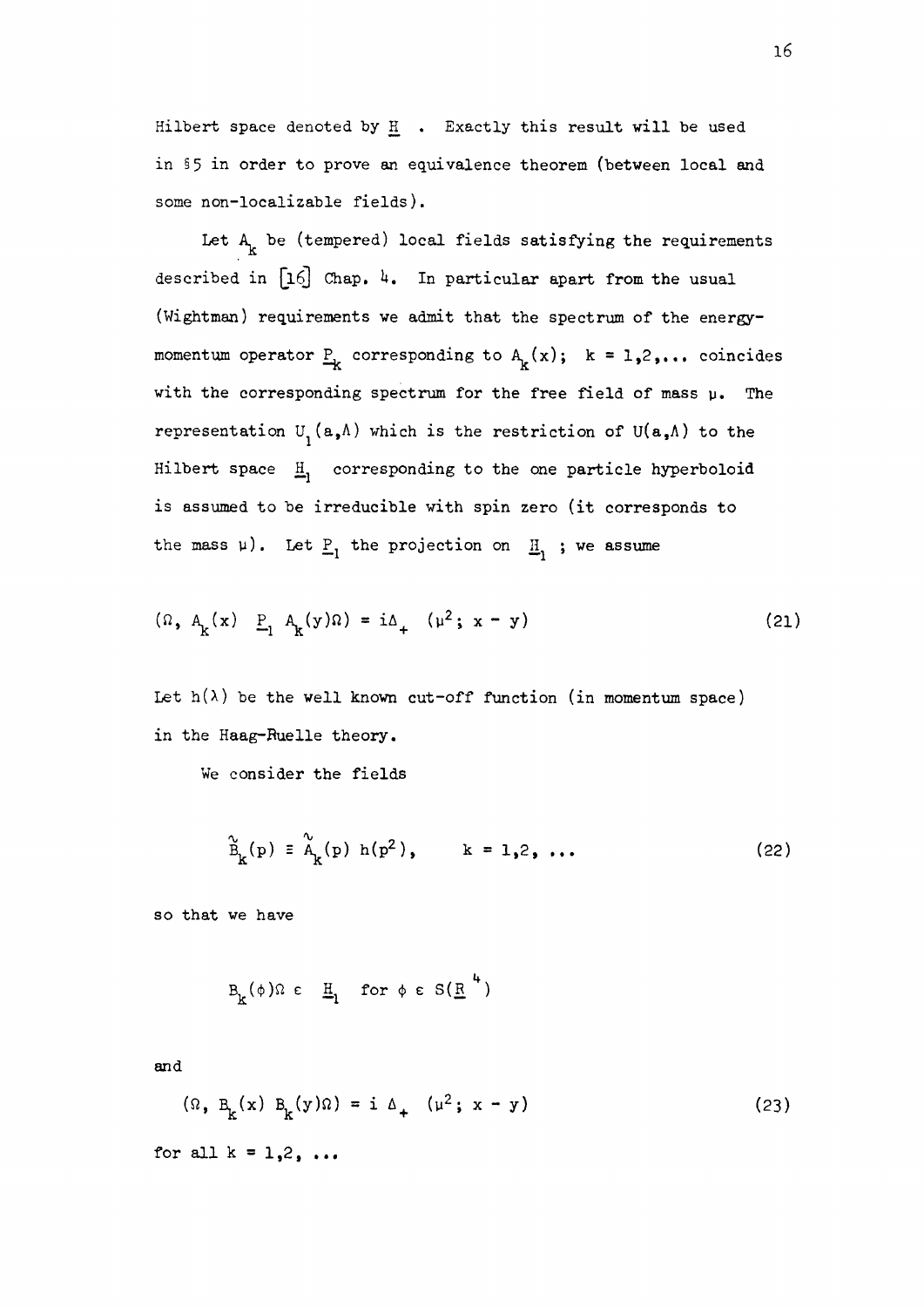Hilbert space denoted by $\underline{H}$ . Exactly this result will be used in §5 in order to prove an equivalence theorem (between local and some non-localizable fields).

Let $A_k$ be (tempered) local fields satisfying the requirements described in [16] Chap. 4. In particular apart from the usual (Wightman) requirements we admit that the spectrum of the energy-momentum operator $\underline{P}_k$ corresponding to $A_k(x)$; $k = 1,2,\ldots$ coincides with the corresponding spectrum for the free field of mass $\mu$. The representation $U_1(a,\Lambda)$ which is the restriction of $U(a,\Lambda)$ to the Hilbert space $\underline{H}_1$ corresponding to the one particle hyperboloid is assumed to be irreducible with spin zero (it corresponds to the mass $\mu$). Let $\underline{P}_1$ the projection on $\underline{H}_1$ ; we assume

$$(\Omega,\ A_k(x)\ \ \underline{P}_1\ A_k(y)\Omega) = i\Delta_+\ \ (\mu^2;\ x - y) \tag{21}$$

Let $h(\lambda)$ be the well known cut-off function (in momentum space) in the Haag-Ruelle theory.

We consider the fields

$$\tilde{B}_k(p) \equiv \tilde{A}_k(p)\ h(p^2), \qquad k = 1,2,\ \ldots \tag{22}$$

so that we have

$$B_k(\phi)\Omega \in \underline{H}_1 \quad \text{for } \phi \in S(\underline{R}^4)$$

and

$$(\Omega,\ B_k(x)\ B_k(y)\Omega) = i\ \Delta_+\ \ (\mu^2;\ x - y) \tag{23}$$

for all $k = 1,2,\ \ldots$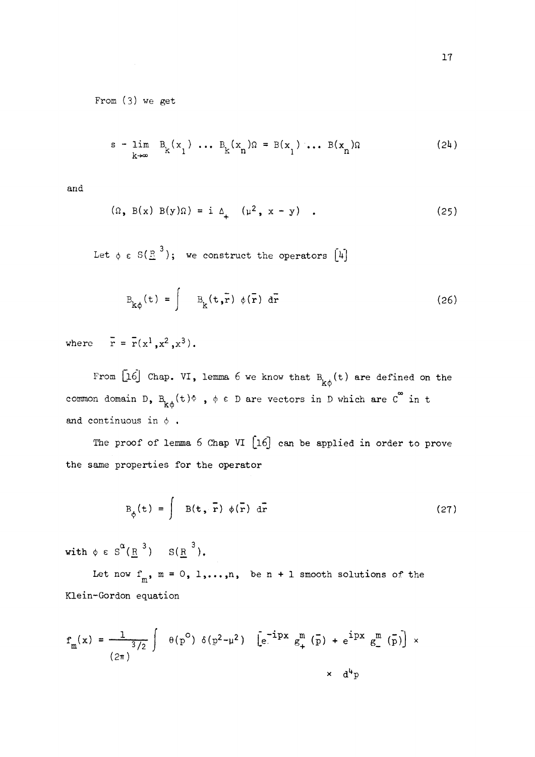From (3) we get

$$s - \lim_{k\to\infty} B_k(x_1) \ldots B_k(x_n)\Omega = B(x_1) \ldots B(x_n)\Omega \tag{24}$$

and

$$(\Omega,\ B(x)\ B(y)\Omega) = i\ \Delta_+\ (\mu^2,\ x - y)\ . \tag{25}$$

Let $\phi \in S(\underline{R}^3)$; we construct the operators [4]

$$B_{k\phi}(t) = \int B_k(t,\bar{r})\ \phi(\bar{r})\ d\bar{r} \tag{26}$$

where $\bar{r} = \bar{r}(x^1,x^2,x^3)$.

From [16] Chap. VI, lemma 6 we know that $B_{k\phi}(t)$ are defined on the common domain D, $B_{k\phi}(t)\Phi$ , $\phi \in D$ are vectors in D which are $C^\infty$ in t and continuous in $\phi$ .

The proof of lemma 6 Chap VI [16] can be applied in order to prove the same properties for the operator

$$B_\phi(t) = \int B(t,\ \bar{r})\ \phi(\bar{r})\ d\bar{r} \tag{27}$$

with $\phi \in S^\alpha(\underline{R}^3)\quad S(\underline{R}^3)$.

Let now $f_m$, $m = 0, 1,\ldots,n$, be n + 1 smooth solutions of the Klein-Gordon equation

$$f_m(x) = \frac{1}{(2\pi)^{3/2}} \int \theta(p^0)\ \delta(p^2-\mu^2)\ \left[e^{-ipx}\ g_+^m\ (\bar{p}) + e^{ipx}\ g_-^m\ (\bar{p})\right] \times$$
$$\times\ d^4p$$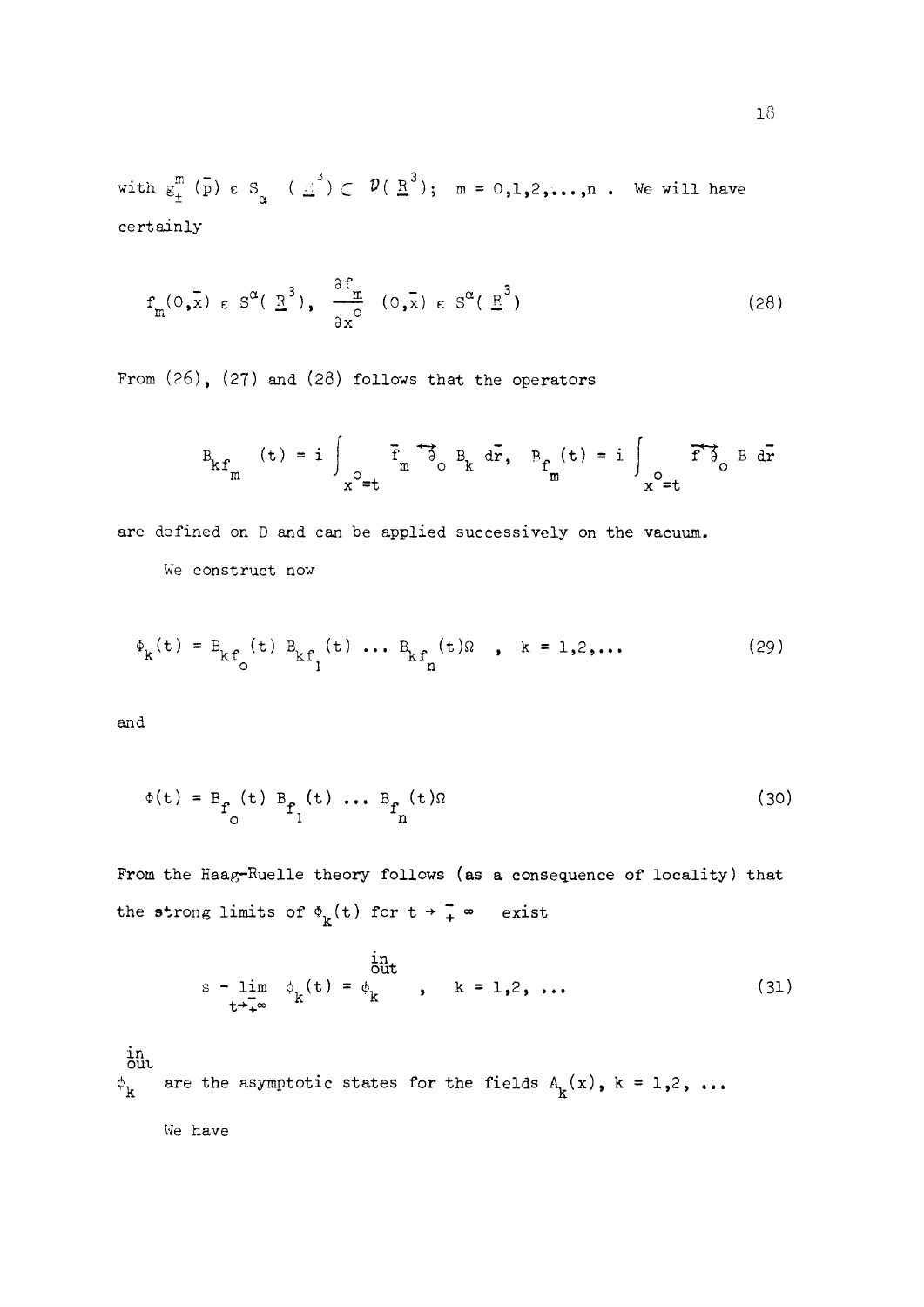with $g_{\pm}^{m}(\bar{p}) \in S_{\alpha}(\underline{R}^{3}) \subset \mathcal{D}(\underline{R}^{3})$; $m = 0,1,2,\ldots,n$ . We will have certainly

$$f_{m}(0,\bar{x}) \in S^{\alpha}(\underline{R}^{3}), \quad \frac{\partial f_{m}}{\partial x^{0}}(0,\bar{x}) \in S^{\alpha}(\underline{R}^{3}) \tag{28}$$

From (26), (27) and (28) follows that the operators

$$B_{kf_{m}}(t) = i \int_{x^{0}=t} \bar{f}_{m} \overleftrightarrow{\partial}_{0} B_{k} \, d\bar{r}, \quad B_{f_{m}}(t) = i \int_{x^{0}=t} \bar{f} \overleftrightarrow{\partial}_{0} B \, d\bar{r}$$

are defined on D and can be applied successively on the vacuum.

We construct now

$$\phi_{k}(t) = B_{kf_{0}}(t) \, B_{kf_{1}}(t) \ldots B_{kf_{n}}(t)\Omega \quad , \quad k = 1,2,\ldots \tag{29}$$

and

$$\phi(t) = B_{f_{0}}(t) \, B_{f_{1}}(t) \ldots B_{f_{n}}(t)\Omega \tag{30}$$

From the Haag-Ruelle theory follows (as a consequence of locality) that the strong limits of $\phi_{k}(t)$ for $t \to \mp \infty$ exist

$$s - \lim_{t \to \mp\infty} \phi_{k}(t) = \phi_{k}^{\substack{in \\ out}} \quad , \quad k = 1,2, \ldots \tag{31}$$

$\phi_{k}^{\substack{in \\ out}}$ are the asymptotic states for the fields $A_{k}(x)$, $k = 1,2, \ldots$

We have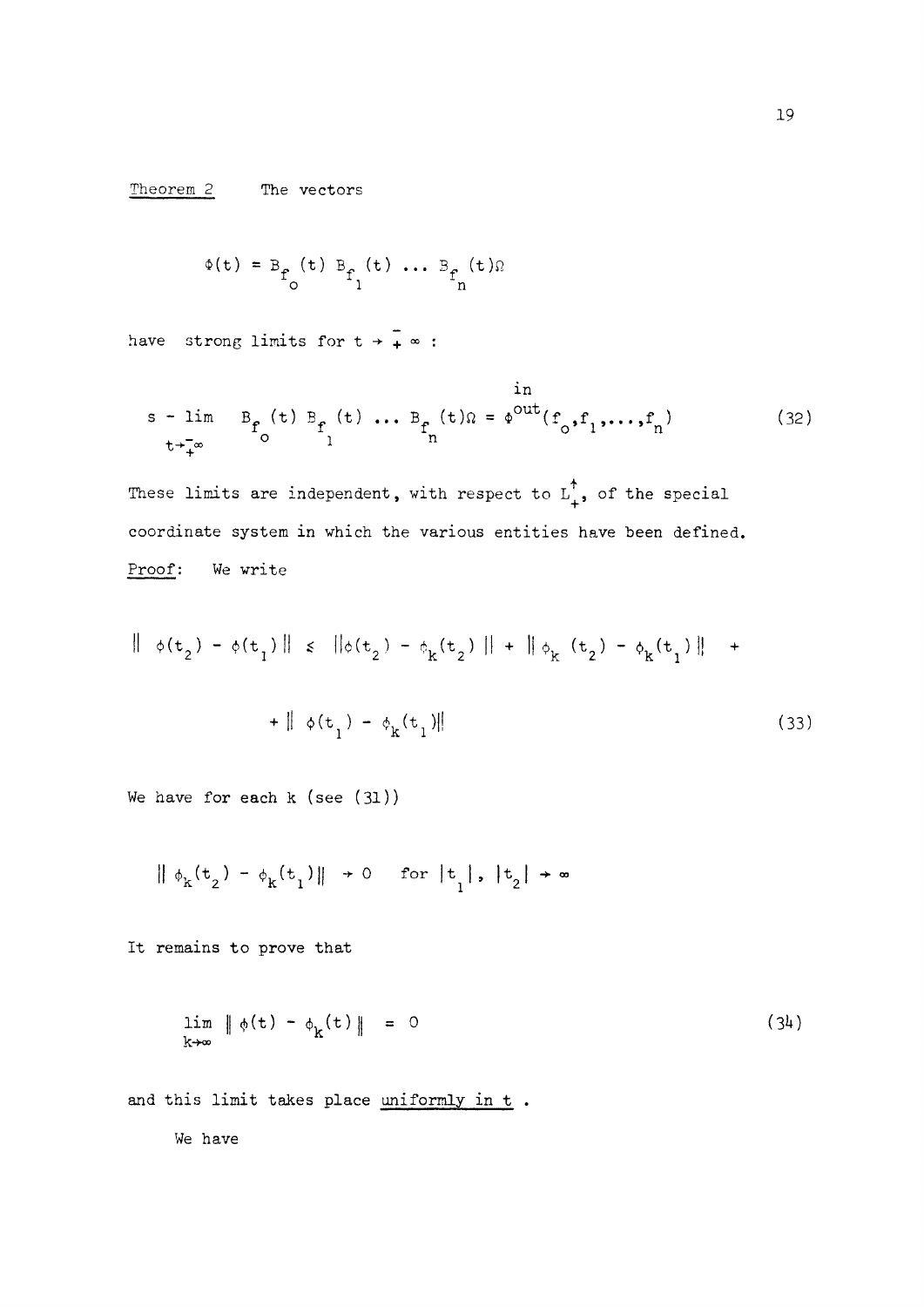<u>Theorem 2</u> The vectors

$$\Phi(t) = B_{f_o}(t)\, B_{f_1}(t) \,\ldots\, B_{f_n}(t)\Omega$$

have strong limits for $t \to \mp \infty$ :

$$s - \lim_{t\to\mp\infty} B_{f_o}(t)\, B_{f_1}(t) \,\ldots\, B_{f_n}(t)\Omega = \Phi^{\substack{in \\ out}}(f_o, f_1, \ldots, f_n) \tag{32}$$

These limits are independent, with respect to $L_+^\uparrow$, of the special coordinate system in which the various entities have been defined.

<u>Proof</u>: We write

$$\| \phi(t_2) - \phi(t_1) \| \leq \|\phi(t_2) - \phi_k(t_2)\| + \|\phi_k(t_2) - \phi_k(t_1)\| +$$

$$+ \| \phi(t_1) - \phi_k(t_1)\| \tag{33}$$

We have for each k (see (31))

$$\| \phi_k(t_2) - \phi_k(t_1)\| \to 0 \quad \text{for } |t_1|,\ |t_2| \to \infty$$

It remains to prove that

$$\lim_{k\to\infty} \| \phi(t) - \phi_k(t) \| = 0 \tag{34}$$

and this limit takes place <u>uniformly in t</u> .

We have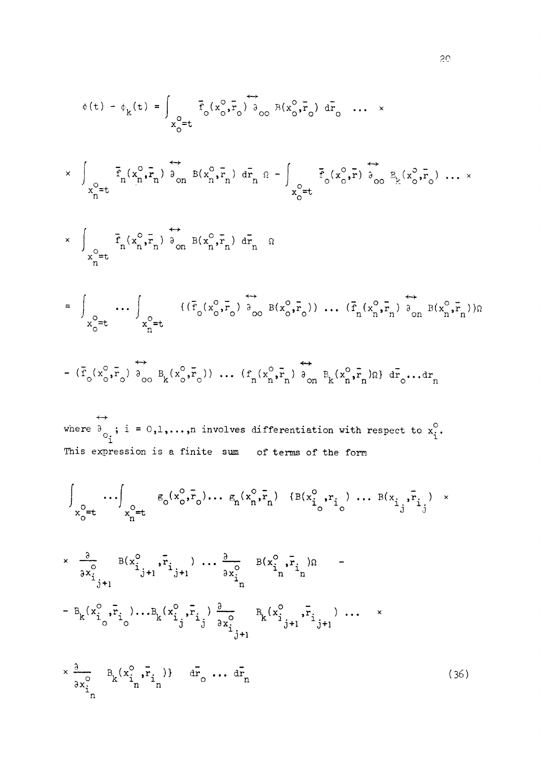$$\phi(t) - \phi_k(t) = \int_{x_o^o=t} \bar{f}_o(x_o^o,\bar{r}_o) \overleftrightarrow{\partial}_{oo} B(x_o^o,\bar{r}_o)\, d\bar{r}_o \;\cdots\; \times$$

$$\times \int_{x_n^o=t} \bar{f}_n(x_n^o,\bar{r}_n) \overleftrightarrow{\partial}_{on} B(x_n^o,\bar{r}_n)\, d\bar{r}_n\, \Omega - \int_{x_o^o=t} \bar{f}_o(x_o^o,\bar{r}) \overleftrightarrow{\partial}_{oo} B_k(x_o^o,\bar{r}_o) \;\cdots\; \times$$

$$\times \int_{x_n^o=t} \bar{f}_n(x_n^o,\bar{r}_n) \overleftrightarrow{\partial}_{on} B(x_n^o,\bar{r}_n)\, d\bar{r}_n\;\; \Omega$$

$$= \int_{x_o^o=t} \cdots \int_{x_n^o=t} \{(\bar{f}_o(x_o^o,\bar{r}_o) \overleftrightarrow{\partial}_{oo} B(x_o^o,\bar{r}_o)) \;\cdots\; (\bar{f}_n(x_n^o,\bar{r}_n) \overleftrightarrow{\partial}_{on} B(x_n^o,\bar{r}_n))\Omega$$

$$- (\bar{f}_o(x_o^o,\bar{r}_o) \overleftrightarrow{\partial}_{oo} B_k(x_o^o,\bar{r}_o)) \;\cdots\; (f_n(x_n^o,\bar{r}_n) \overleftrightarrow{\partial}_{on} B_k(x_n^o,\bar{r}_n)\Omega\}\, d\bar{r}_o \cdots dr_n$$

where $\overleftrightarrow{\partial}_{o_i}$; $i = 0,1,\ldots,n$ involves differentiation with respect to $x_i^o$.
This expression is a finite sum of terms of the form

$$\int_{x_o^o=t} \cdots \int_{x_n^o=t} g_o(x_o^o,\bar{r}_o) \cdots g_n(x_n^o,\bar{r}) \;\; \{B(x_{i_o}^o, r_{i_o}) \cdots B(x_{i_j},\bar{r}_{i_j}) \;\times$$

$$\times \frac{\partial}{\partial x_{i_{j+1}}^o} B(x_{i_{j+1}}^o,\bar{r}_{i_{j+1}}) \cdots \frac{\partial}{\partial x_{i_n}^o} B(x_{i_n}^o,\bar{r}_{i_n})\Omega \;\; -$$

$$- B_k(x_{i_o}^o,\bar{r}_{i_o}) \cdots B_k(x_{i_j}^o,\bar{r}_{i_j}) \frac{\partial}{\partial x_{i_{j+1}}^o} B_k(x_{i_{j+1}}^o,\bar{r}_{i_{j+1}}) \cdots \;\; \times$$

$$\times \frac{\partial}{\partial x_{i_n}^o} B_k(x_{i_n}^o,\bar{r}_{i_n})\} \;\; d\bar{r}_o \cdots d\bar{r}_n \tag{36}$$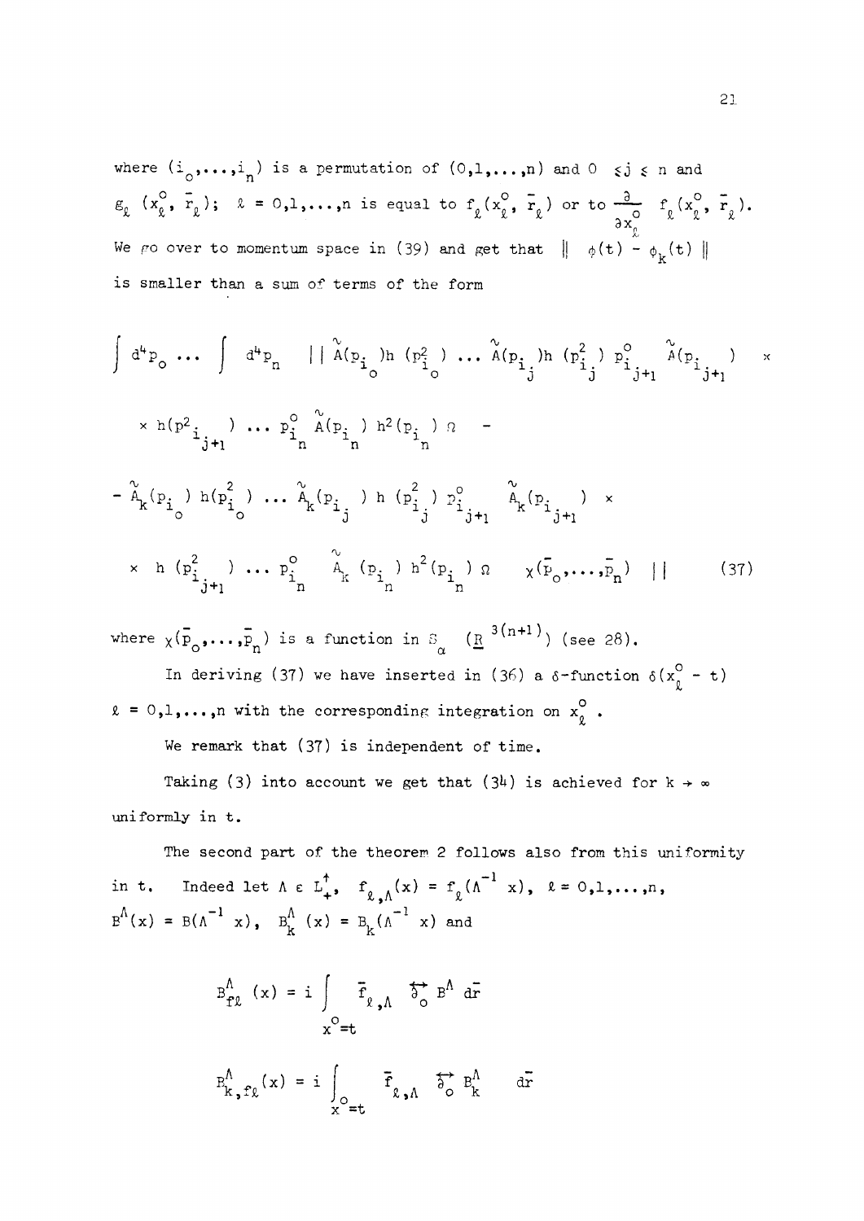where $(i_0,\dots,i_n)$ is a permutation of $(0,1,\dots,n)$ and $0 \leq j \leq n$ and $g_\ell\,(x_\ell^0, \bar{r}_\ell)$; $\ell = 0,1,\dots,n$ is equal to $f_\ell(x_\ell^0, \bar{r}_\ell)$ or to $\frac{\partial}{\partial x_\ell^0}\; f_\ell(x_\ell^0, \bar{r}_\ell)$. We go over to momentum space in (39) and get that $\| \;\phi(t) - \phi_k(t)\; \|$ is smaller than a sum of terms of the form

$$
\begin{aligned}
\int d^4p_0 \dots \int d^4p_n \quad || \; & \tilde{A}(p_{i_0}) h\,(p^2_{i_0}) \dots \tilde{A}(p_{i_j}) h\,(p^2_{i_j})\; p^0_{i_{j+1}}\; \tilde{A}(p_{i_{j+1}}) \;\; \times \\
& \times\, h(p^2_{i_{j+1}}) \dots p^0_{i_n}\; \tilde{A}(p_{i_n})\; h^2(p_{i_n})\; \Omega \;\; - \\
& - \tilde{A}_k(p_{i_0})\; h(p^2_{i_0}) \dots \tilde{A}_k(p_{i_j})\; h\,(p^2_{i_j})\; p^0_{i_{j+1}} \;\; \tilde{A}_k(p_{i_{j+1}}) \;\; \times \\
& \times\; h\,(p^2_{i_{j+1}}) \dots p^0_{i_n} \;\; \tilde{A}_k\,(p_{i_n})\; h^2(p_{i_n})\; \Omega \qquad \chi(\bar{p}_0,\dots,\bar{p}_n) \;\; ||
\end{aligned}
\qquad (37)
$$

where $\chi(\bar{p}_0,\dots,\bar{p}_n)$ is a function in $S_\alpha \;\; (\underline{R}^{\,3(n+1)})$ (see 28).

In deriving (37) we have inserted in (36) a $\delta$-function $\delta(x_\ell^0 - t)$ $\ell = 0,1,\dots,n$ with the corresponding integration on $x_\ell^0$ .

We remark that (37) is independent of time.

Taking (3) into account we get that (34) is achieved for $k \to \infty$ uniformly in t.

The second part of the theorem 2 follows also from this uniformity in t. Indeed let $\Lambda \in L_+^\uparrow$, $f_{\ell,\Lambda}(x) = f_\ell(\Lambda^{-1}\,x)$, $\ell = 0,1,\dots,n$, $B^\Lambda(x) = B(\Lambda^{-1}\,x)$, $B_k^\Lambda\,(x) = B_k(\Lambda^{-1}\,x)$ and

$$
B^\Lambda_{f\ell}\,(x) = i \int_{x^0=t} \bar{f}_{\ell,\Lambda} \;\overleftrightarrow{\partial}_0\; B^\Lambda \; d\bar{r}
$$

$$
B^\Lambda_{k,f\ell}(x) = i \int_{x^0=t} \bar{f}_{\ell,\Lambda} \;\overleftrightarrow{\partial}_0\; B^\Lambda_k \quad d\bar{r}
$$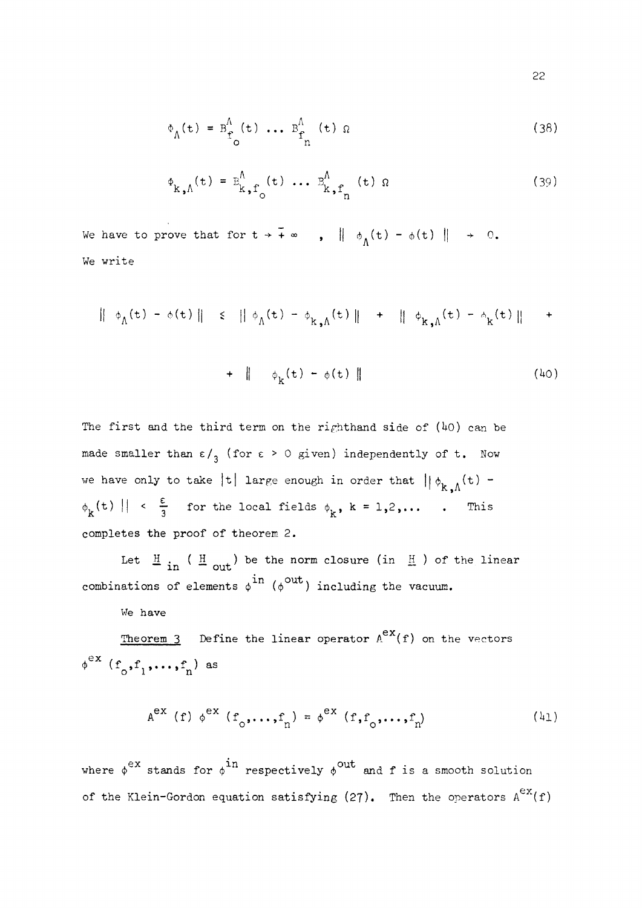$$\phi_\Lambda(t) = B^\Lambda_{f_o}(t) \ldots B^\Lambda_{f_n}(t)\, \Omega \tag{38}$$

$$\phi_{k,\Lambda}(t) = B^\Lambda_{k,f_o}(t) \ldots B^\Lambda_{k,f_n}(t)\, \Omega \tag{39}$$

We have to prove that for $t \to \mp \infty$ , $\| \phi_\Lambda(t) - \phi(t) \| \to 0$.
We write

$$\| \phi_\Lambda(t) - \phi(t) \| \leq \| \phi_\Lambda(t) - \phi_{k,\Lambda}(t) \| + \| \phi_{k,\Lambda}(t) - \phi_k(t) \| + $$

$$+ \| \phi_k(t) - \phi(t) \| \tag{40}$$

The first and the third term on the righthand side of (40) can be made smaller than $\varepsilon/_3$ (for $\varepsilon > 0$ given) independently of t. Now we have only to take $|t|$ large enough in order that $\| \phi_{k,\Lambda}(t) - \phi_k(t) \| < \frac{\varepsilon}{3}$ for the local fields $\phi_k$, $k = 1,2,\ldots$ . This completes the proof of theorem 2.

Let $\underline{H}_{in}$ ( $\underline{H}_{out}$ ) be the norm closure (in $\underline{H}$ ) of the linear combinations of elements $\phi^{in}$ ($\phi^{out}$) including the vacuum.

We have

Theorem 3 Define the linear operator $A^{ex}(f)$ on the vectors $\phi^{ex}(f_o,f_1,\ldots,f_n)$ as

$$A^{ex}(f)\, \phi^{ex}(f_o,\ldots,f_n) = \phi^{ex}(f,f_o,\ldots,f_n) \tag{41}$$

where $\phi^{ex}$ stands for $\phi^{in}$ respectively $\phi^{out}$ and f is a smooth solution of the Klein-Gordon equation satisfying (27). Then the operators $A^{ex}(f)$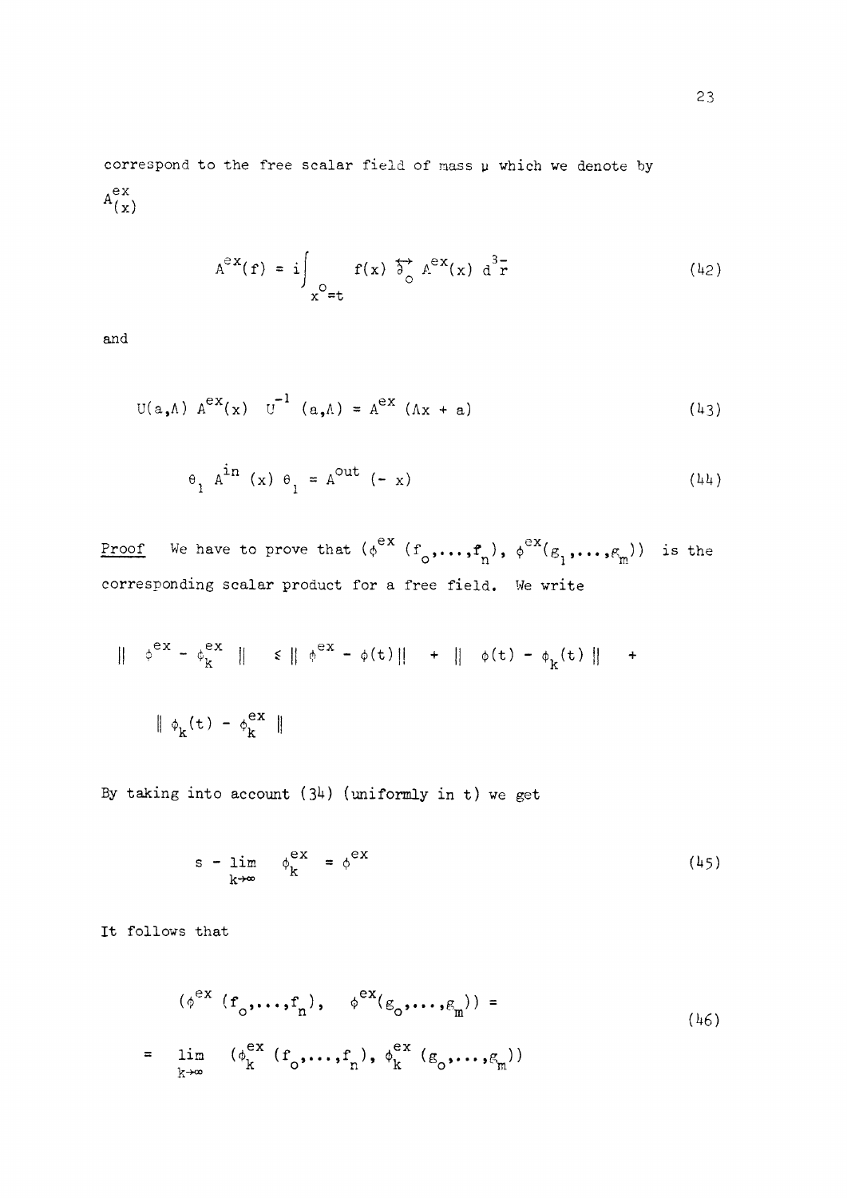correspond to the free scalar field of mass $\mu$ which we denote by $A^{ex}_{(x)}$

$$A^{ex}(f) = i \int_{x^o = t} f(x) \overleftrightarrow{\partial}_o A^{ex}(x) \, d^3\bar{r} \tag{42}$$

and

$$U(a,\Lambda) \, A^{ex}(x) \, U^{-1}(a,\Lambda) = A^{ex}(\Lambda x + a) \tag{43}$$

$$\theta_1 \, A^{in}(x) \, \theta_1 = A^{out}(-x) \tag{44}$$

<u>Proof</u> We have to prove that $(\phi^{ex}(f_o,\ldots,f_n), \, \phi^{ex}(g_1,\ldots,g_m))$ is the corresponding scalar product for a free field. We write

$$\| \phi^{ex} - \phi^{ex}_k \| \leq \| \phi^{ex} - \phi(t) \| + \| \phi(t) - \phi_k(t) \| +$$

$$\| \phi_k(t) - \phi^{ex}_k \|$$

By taking into account (34) (uniformly in t) we get

$$s - \lim_{k\to\infty} \phi^{ex}_k = \phi^{ex} \tag{45}$$

It follows that

$$\begin{aligned} &(\phi^{ex}(f_o,\ldots,f_n), \quad \phi^{ex}(g_o,\ldots,g_m)) = \\ &= \lim_{k\to\infty} (\phi^{ex}_k(f_o,\ldots,f_n), \, \phi^{ex}_k(g_o,\ldots,g_m)) \end{aligned} \tag{46}$$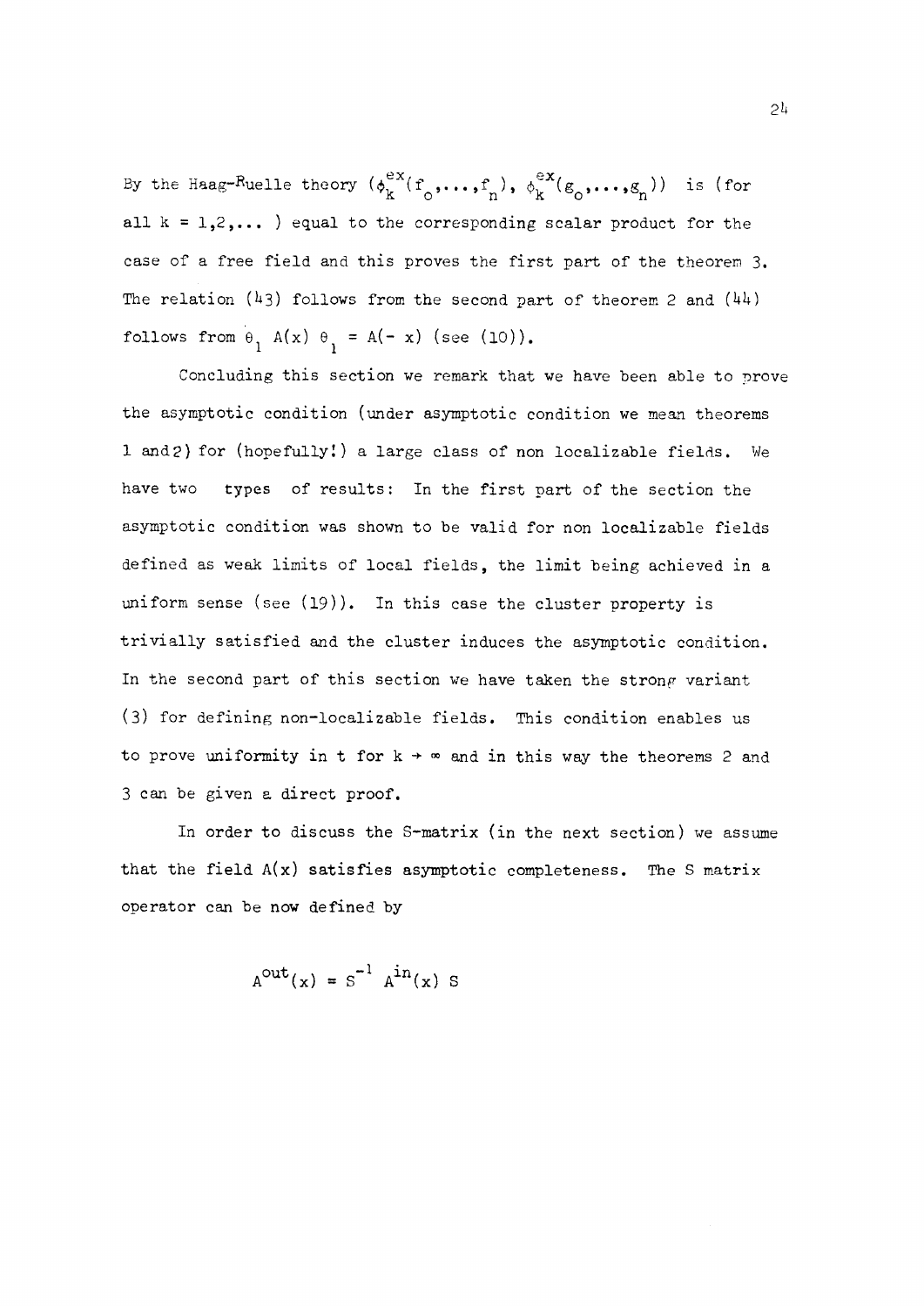By the Haag-Ruelle theory $(\phi_k^{ex}(f_o,\dots,f_n),\ \phi_k^{ex}(g_o,\dots,g_n))$ is (for all $k = 1,2,\dots$ ) equal to the corresponding scalar product for the case of a free field and this proves the first part of the theorem 3. The relation (43) follows from the second part of theorem 2 and (44) follows from $\theta_1\ A(x)\ \theta_1 = A(-\ x)$ (see (10)).

Concluding this section we remark that we have been able to prove the asymptotic condition (under asymptotic condition we mean theorems 1 and 2) for (hopefully!) a large class of non localizable fields. We have two types of results: In the first part of the section the asymptotic condition was shown to be valid for non localizable fields defined as weak limits of local fields, the limit being achieved in a uniform sense (see (19)). In this case the cluster property is trivially satisfied and the cluster induces the asymptotic condition. In the second part of this section we have taken the strong variant (3) for defining non-localizable fields. This condition enables us to prove uniformity in t for $k \to \infty$ and in this way the theorems 2 and 3 can be given a direct proof.

In order to discuss the S-matrix (in the next section) we assume that the field $A(x)$ satisfies asymptotic completeness. The S matrix operator can be now defined by

$$A^{out}(x) = S^{-1}\ A^{in}(x)\ S$$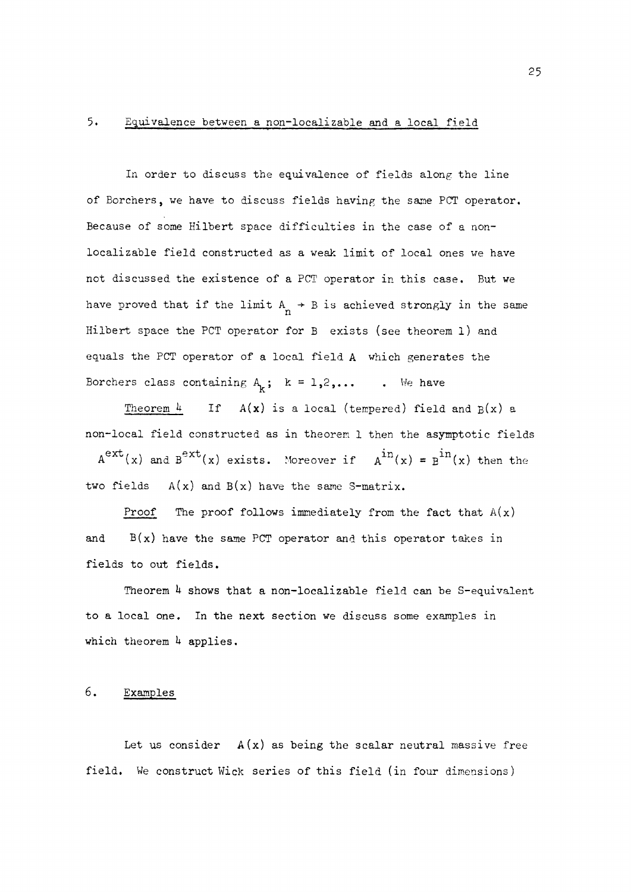## 5. Equivalence between a non-localizable and a local field

In order to discuss the equivalence of fields along the line of Borchers, we have to discuss fields having the same PCT operator. Because of some Hilbert space difficulties in the case of a non-localizable field constructed as a weak limit of local ones we have not discussed the existence of a PCT operator in this case. But we have proved that if the limit $A_n \to B$ is achieved strongly in the same Hilbert space the PCT operator for B exists (see theorem 1) and equals the PCT operator of a local field A which generates the Borchers class containing $A_k$; $k = 1,2,\ldots$ . We have

Theorem 4 If $A(x)$ is a local (tempered) field and $B(x)$ a non-local field constructed as in theorem 1 then the asymptotic fields $A^{ext}(x)$ and $B^{ext}(x)$ exists. Moreover if $A^{in}(x) = B^{in}(x)$ then the two fields $A(x)$ and $B(x)$ have the same S-matrix.

Proof The proof follows immediately from the fact that $A(x)$ and $B(x)$ have the same PCT operator and this operator takes in fields to out fields.

Theorem 4 shows that a non-localizable field can be S-equivalent to a local one. In the next section we discuss some examples in which theorem 4 applies.

## 6. Examples

Let us consider $A(x)$ as being the scalar neutral massive free field. We construct Wick series of this field (in four dimensions)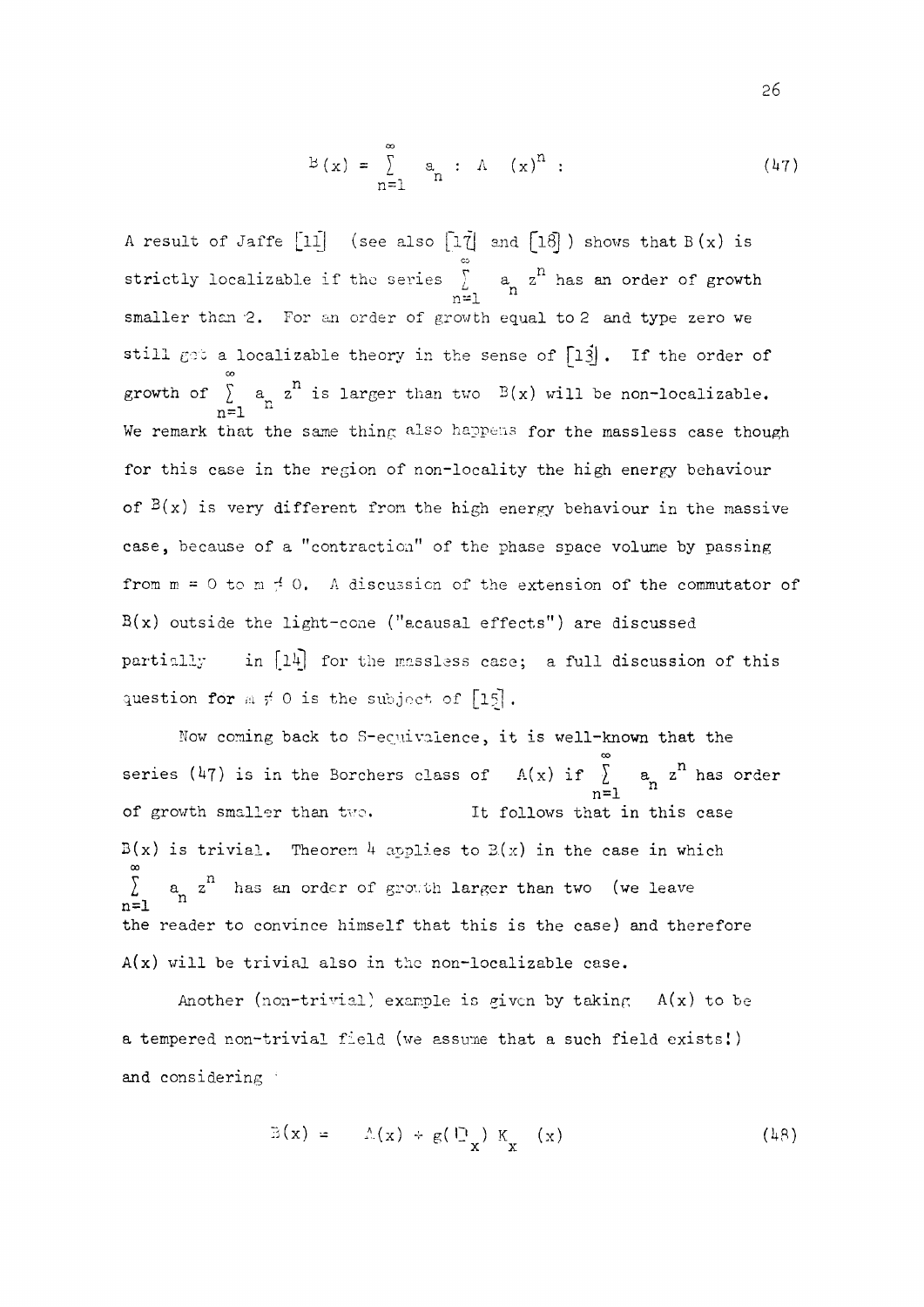$$B(x) = \sum_{n=1}^{\infty} a_n : A \quad (x)^n : \tag{47}$$

A result of Jaffe [11] (see also [17] and [18]) shows that $B(x)$ is strictly localizable if the series $\sum_{n=1}^{\infty} a_n z^n$ has an order of growth smaller than 2. For an order of growth equal to 2 and type zero we still get a localizable theory in the sense of [13]. If the order of growth of $\sum_{n=1}^{\infty} a_n z^n$ is larger than two $B(x)$ will be non-localizable. We remark that the same thing also happens for the massless case though for this case in the region of non-locality the high energy behaviour of $B(x)$ is very different from the high energy behaviour in the massive case, because of a "contraction" of the phase space volume by passing from $m = 0$ to $m \neq 0$. A discussion of the extension of the commutator of $B(x)$ outside the light-cone ("acausal effects") are discussed partially in [14] for the massless case; a full discussion of this question for $m \neq 0$ is the subject of [15].

Now coming back to S-equivalence, it is well-known that the series (47) is in the Borchers class of $A(x)$ if $\sum_{n=1}^{\infty} a_n z^n$ has order of growth smaller than two. It follows that in this case $B(x)$ is trivial. Theorem 4 applies to $B(x)$ in the case in which $\sum_{n=1}^{\infty} a_n z^n$ has an order of growth larger than two (we leave the reader to convince himself that this is the case) and therefore $A(x)$ will be trivial also in the non-localizable case.

Another (non-trivial) example is given by taking $A(x)$ to be a tempered non-trivial field (we assume that a such field exists!) and considering

$$B(x) = A(x) + g(\Box_x) K_x \quad (x) \tag{48}$$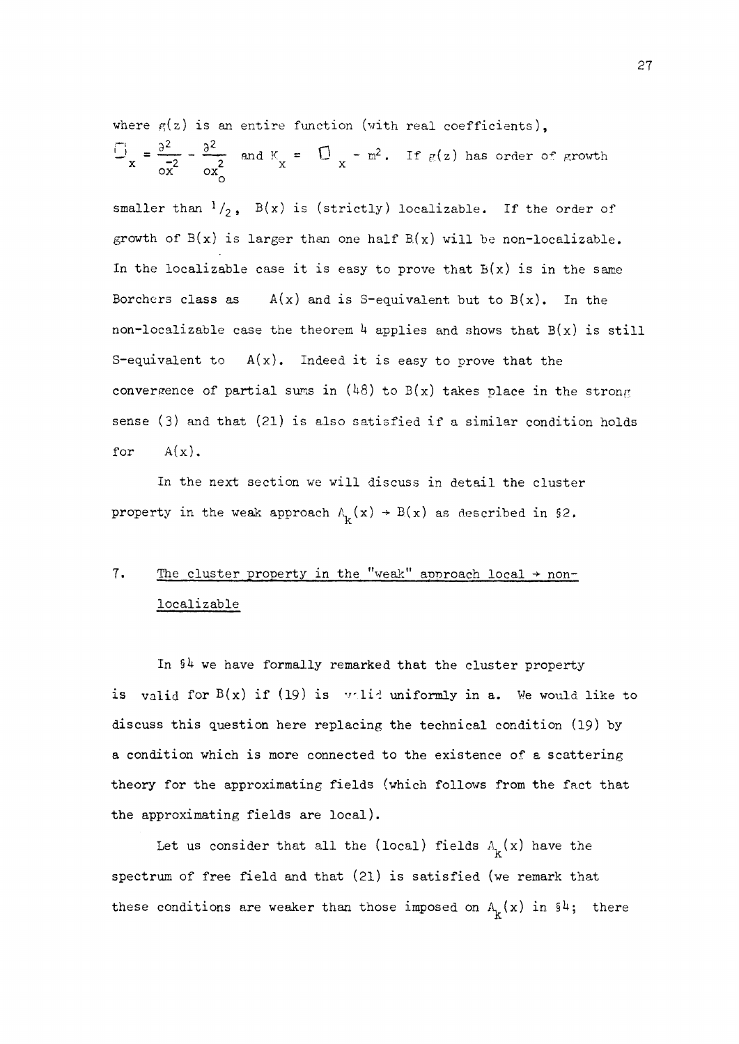where $g(z)$ is an entire function (with real coefficients), $\Box_x = \frac{\partial^2}{\partial \vec{x}^2} - \frac{\partial^2}{\partial x_0^2}$ and $K_x = \Box_x - m^2$. If $g(z)$ has order of growth smaller than $1/2$, $B(x)$ is (strictly) localizable. If the order of growth of $B(x)$ is larger than one half $B(x)$ will be non-localizable. In the localizable case it is easy to prove that $B(x)$ is in the same Borchers class as $A(x)$ and is S-equivalent but to $B(x)$. In the non-localizable case the theorem 4 applies and shows that $B(x)$ is still S-equivalent to $A(x)$. Indeed it is easy to prove that the convergence of partial sums in (48) to $B(x)$ takes place in the strong sense (3) and that (21) is also satisfied if a similar condition holds for $A(x)$.

In the next section we will discuss in detail the cluster property in the weak approach $A_k(x) \to B(x)$ as described in §2.

## 7. The cluster property in the "weak" approach local → non-localizable

In §4 we have formally remarked that the cluster property is valid for $B(x)$ if (19) is valid uniformly in a. We would like to discuss this question here replacing the technical condition (19) by a condition which is more connected to the existence of a scattering theory for the approximating fields (which follows from the fact that the approximating fields are local).

Let us consider that all the (local) fields $A_k(x)$ have the spectrum of free field and that (21) is satisfied (we remark that these conditions are weaker than those imposed on $A_k(x)$ in §4; there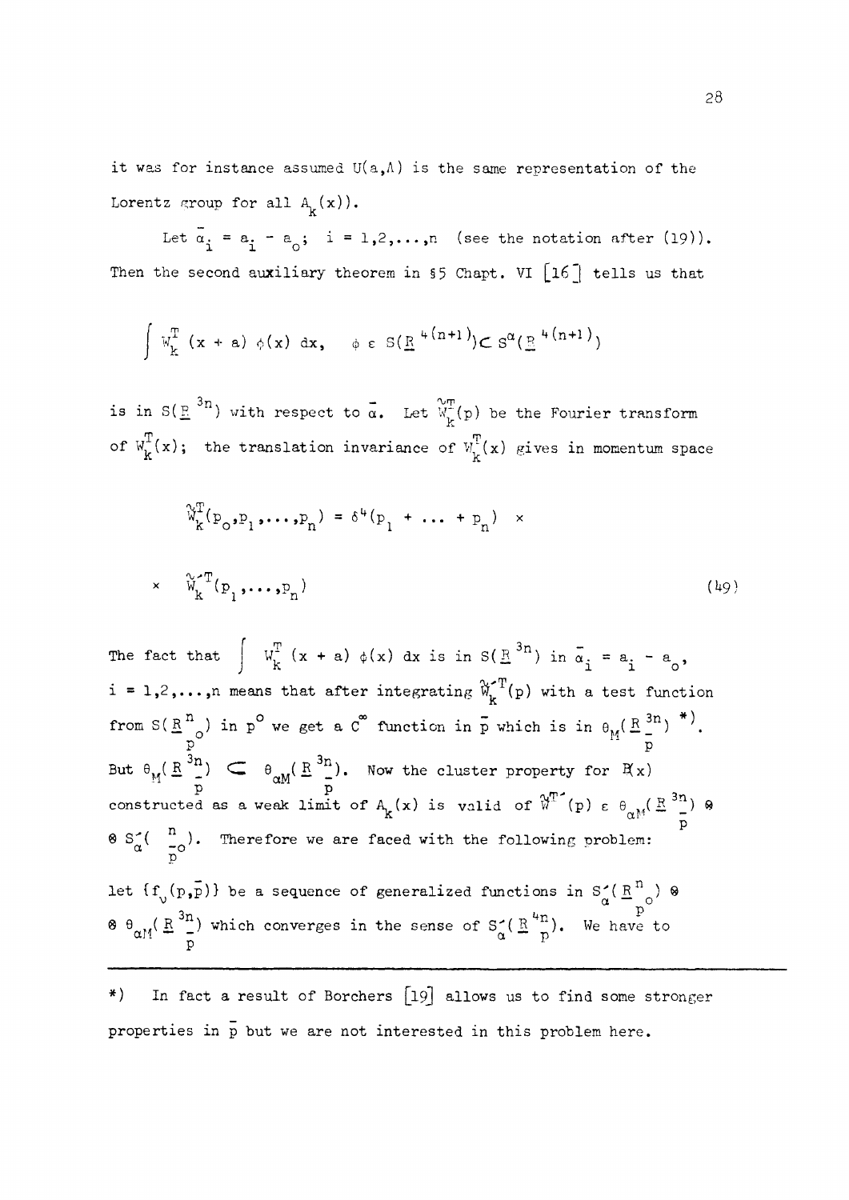it was for instance assumed $U(a,\Lambda)$ is the same representation of the Lorentz group for all $A_k(x)$).

Let $\bar{\alpha}_i = a_i - a_o$; $i = 1,2,\ldots,n$ (see the notation after (19)). Then the second auxiliary theorem in §5 Chapt. VI [16] tells us that

$$\int W_k^T (x + a)\, \phi(x)\, dx, \quad \phi \in S(\underline{R}^{4(n+1)}) \subset S^\alpha(\underline{R}^{4(n+1)})$$

is in $S(\underline{R}^{3n})$ with respect to $\bar{\alpha}$. Let $\tilde{W}_k^T(p)$ be the Fourier transform of $W_k^T(x)$; the translation invariance of $W_k^T(x)$ gives in momentum space

$$\tilde{W}_k^T(p_o,p_1,\ldots,p_n) = \delta^4(p_1 + \ldots + p_n) \times$$

$$\times \quad \tilde{W}_k^{\prime T}(p_1,\ldots,p_n) \tag{49}$$

The fact that $\int W_k^T (x + a)\, \phi(x)\, dx$ is in $S(\underline{R}^{3n})$ in $\bar{\alpha}_i = a_i - a_o$, $i = 1,2,\ldots,n$ means that after integrating $\tilde{W}_k^{\prime T}(p)$ with a test function from $S(\underline{R}^n_{p^o})$ in $p^o$ we get a $C^\infty$ function in $\bar{p}$ which is in $\theta_M(\underline{R}^{3n}_{\bar{p}})$ *). But $\theta_M(\underline{R}^{3n}_{\bar{p}}) \subset \theta_{\alpha M}(\underline{R}^{3n}_{\bar{p}})$. Now the cluster property for $\mathfrak{A}(x)$ constructed as a weak limit of $A_k(x)$ is valid of $\tilde{W}^{T\prime}(p) \in \theta_{\alpha M}(\underline{R}^{3n}_{\bar{p}}) \otimes S^\prime_\alpha(\underline{\ }^n_{p^o})$. Therefore we are faced with the following problem: let $\{f_\nu(p,\bar{p})\}$ be a sequence of generalized functions in $S^\prime_\alpha(\underline{R}^n_{p^o}) \otimes \theta_{\alpha M}(\underline{R}^{3n}_{\bar{p}})$ which converges in the sense of $S^\prime_\alpha(\underline{R}^{4n}_p)$. We have to

---

*) In fact a result of Borchers [19] allows us to find some stronger properties in $\bar{p}$ but we are not interested in this problem here.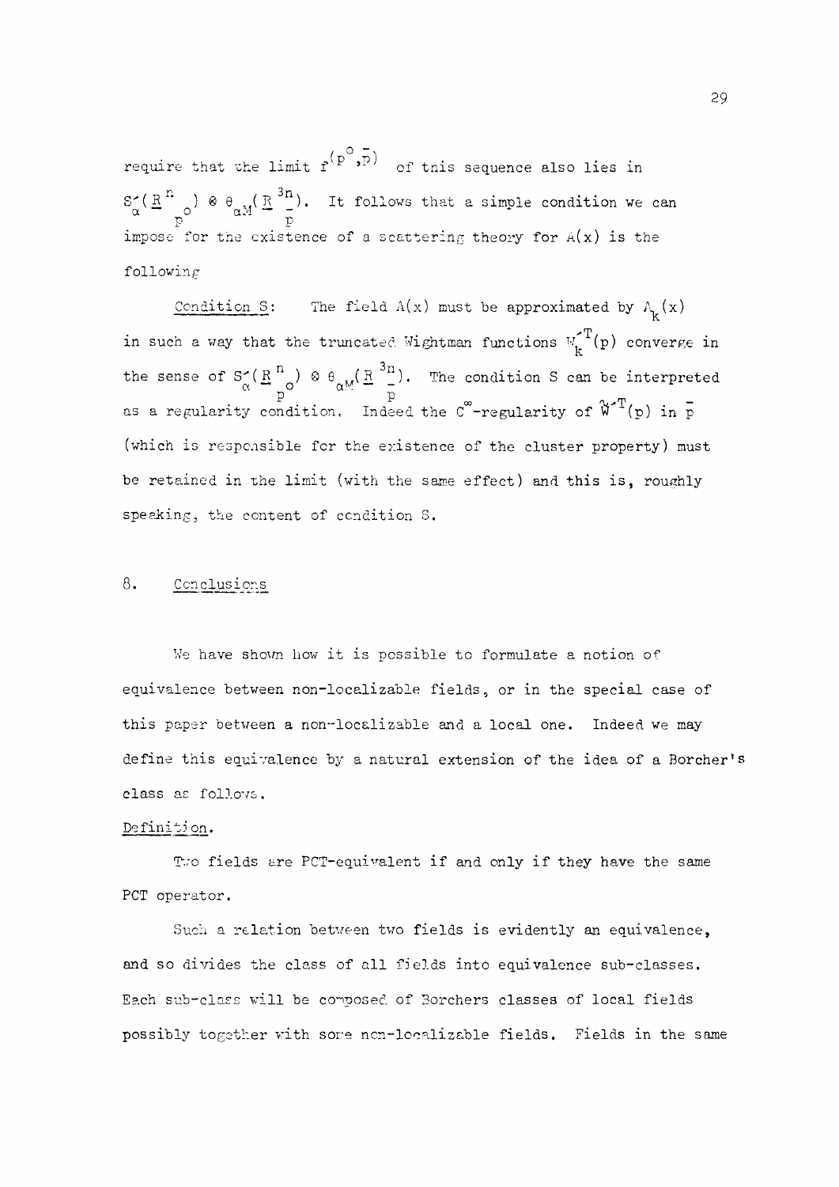require that the limit $f^{(p^o,\bar{p})}$ of this sequence also lies in $S'_\alpha(\underline{R}^n_{p^o}) \otimes \theta_{\alpha M}(\underline{R}^{3n}_{\bar{p}})$. It follows that a simple condition we can impose for the existence of a scattering theory for $A(x)$ is the following

Condition S: The field $A(x)$ must be approximated by $A_k(x)$ in such a way that the truncated Wightman functions $W'^T_k(p)$ converge in the sense of $S'_\alpha(\underline{R}^n_{p^o}) \otimes \theta_{\alpha M}(\underline{R}^{3n}_{\bar{p}})$. The condition S can be interpreted as a regularity condition. Indeed the $C^\infty$-regularity of $\tilde{W}'^T(p)$ in $\bar{p}$ (which is responsible for the existence of the cluster property) must be retained in the limit (with the same effect) and this is, roughly speaking, the content of condition S.

## 8. Conclusions

We have shown how it is possible to formulate a notion of equivalence between non-localizable fields, or in the special case of this paper between a non-localizable and a local one. Indeed we may define this equivalence by a natural extension of the idea of a Borcher's class as follows.

Definition.

Two fields are PCT-equivalent if and only if they have the same PCT operator.

Such a relation between two fields is evidently an equivalence, and so divides the class of all fields into equivalence sub-classes. Each sub-class will be composed of Borchers classes of local fields possibly together with some non-localizable fields. Fields in the same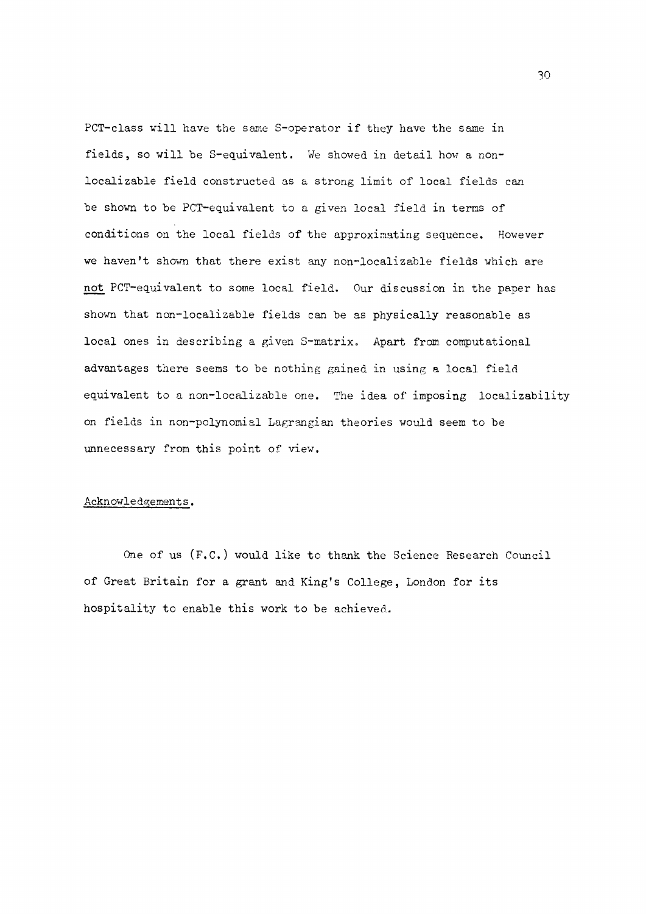PCT-class will have the same S-operator if they have the same in fields, so will be S-equivalent. We showed in detail how a non-localizable field constructed as a strong limit of local fields can be shown to be PCT-equivalent to a given local field in terms of conditions on the local fields of the approximating sequence. However we haven't shown that there exist any non-localizable fields which are not PCT-equivalent to some local field. Our discussion in the paper has shown that non-localizable fields can be as physically reasonable as local ones in describing a given S-matrix. Apart from computational advantages there seems to be nothing gained in using a local field equivalent to a non-localizable one. The idea of imposing localizability on fields in non-polynomial Lagrangian theories would seem to be unnecessary from this point of view.

## Acknowledgements.

One of us (F.C.) would like to thank the Science Research Council of Great Britain for a grant and King's College, London for its hospitality to enable this work to be achieved.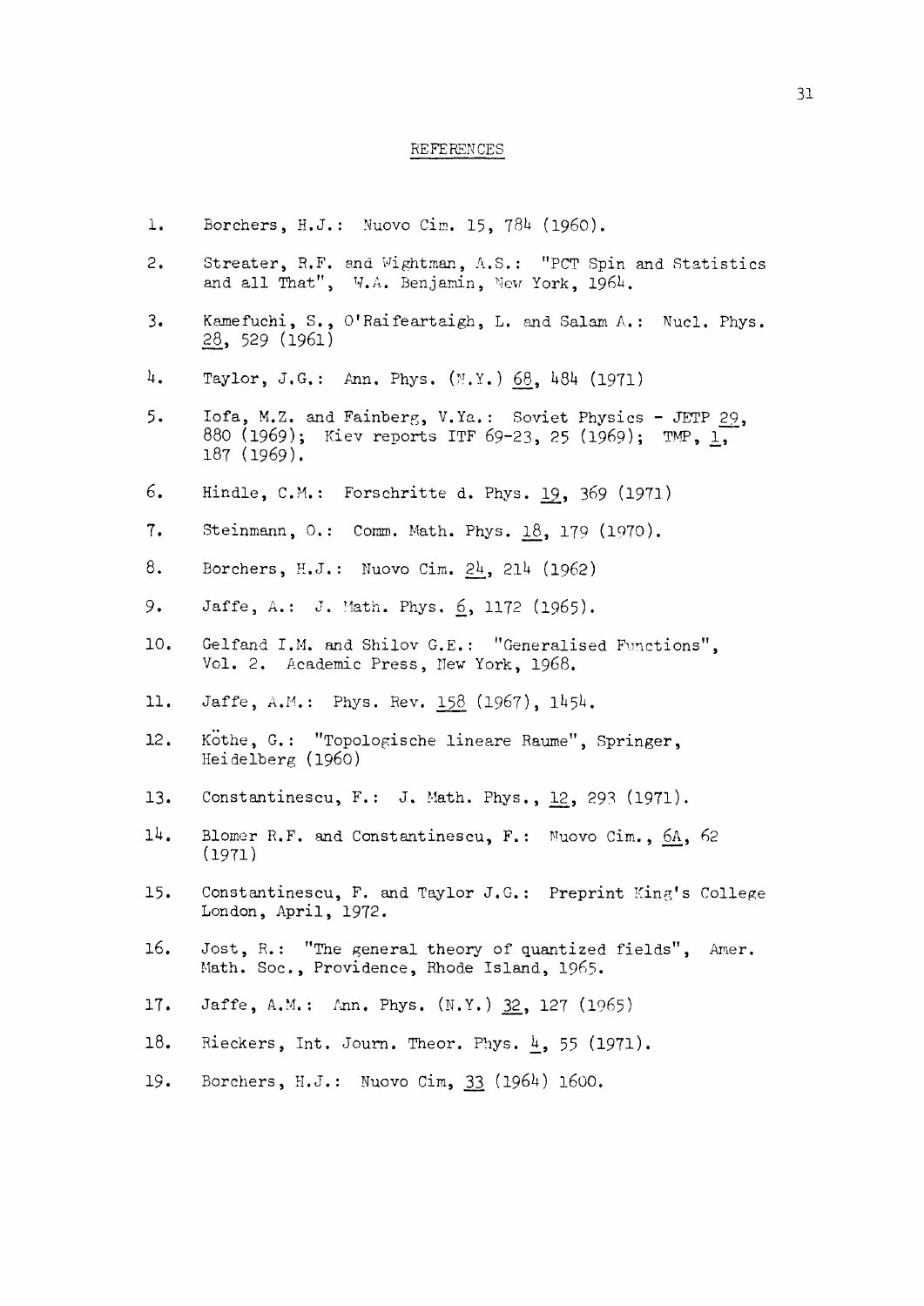## REFERENCES

1. Borchers, H.J.: Nuovo Cim. 15, 784 (1960).
2. Streater, R.F. and Wightman, A.S.: "PCT Spin and Statistics and all That", W.A. Benjamin, New York, 1964.
3. Kamefuchi, S., O'Raifeartaigh, L. and Salam A.: Nucl. Phys. 28, 529 (1961)
4. Taylor, J.G.: Ann. Phys. (N.Y.) 68, 484 (1971)
5. Iofa, M.Z. and Fainberg, V.Ya.: Soviet Physics - JETP 29, 880 (1969); Kiev reports ITF 69-23, 25 (1969); TMP, 1, 187 (1969).
6. Hindle, C.M.: Forschritte d. Phys. 19, 369 (1971)
7. Steinmann, O.: Comm. Math. Phys. 18, 179 (1970).
8. Borchers, H.J.: Nuovo Cim. 24, 214 (1962)
9. Jaffe, A.: J. Math. Phys. 6, 1172 (1965).
10. Gelfand I.M. and Shilov G.E.: "Generalised Functions", Vol. 2. Academic Press, New York, 1968.
11. Jaffe, A.M.: Phys. Rev. 158 (1967), 1454.
12. Köthe, G.: "Topologische lineare Raume", Springer, Heidelberg (1960)
13. Constantinescu, F.: J. Math. Phys., 12, 293 (1971).
14. Blomer R.F. and Constantinescu, F.: Nuovo Cim., 6A, 62 (1971)
15. Constantinescu, F. and Taylor J.G.: Preprint King's College London, April, 1972.
16. Jost, R.: "The general theory of quantized fields", Amer. Math. Soc., Providence, Rhode Island, 1965.
17. Jaffe, A.M.: Ann. Phys. (N.Y.) 32, 127 (1965)
18. Rieckers, Int. Journ. Theor. Phys. 4, 55 (1971).
19. Borchers, H.J.: Nuovo Cim, 33 (1964) 1600.